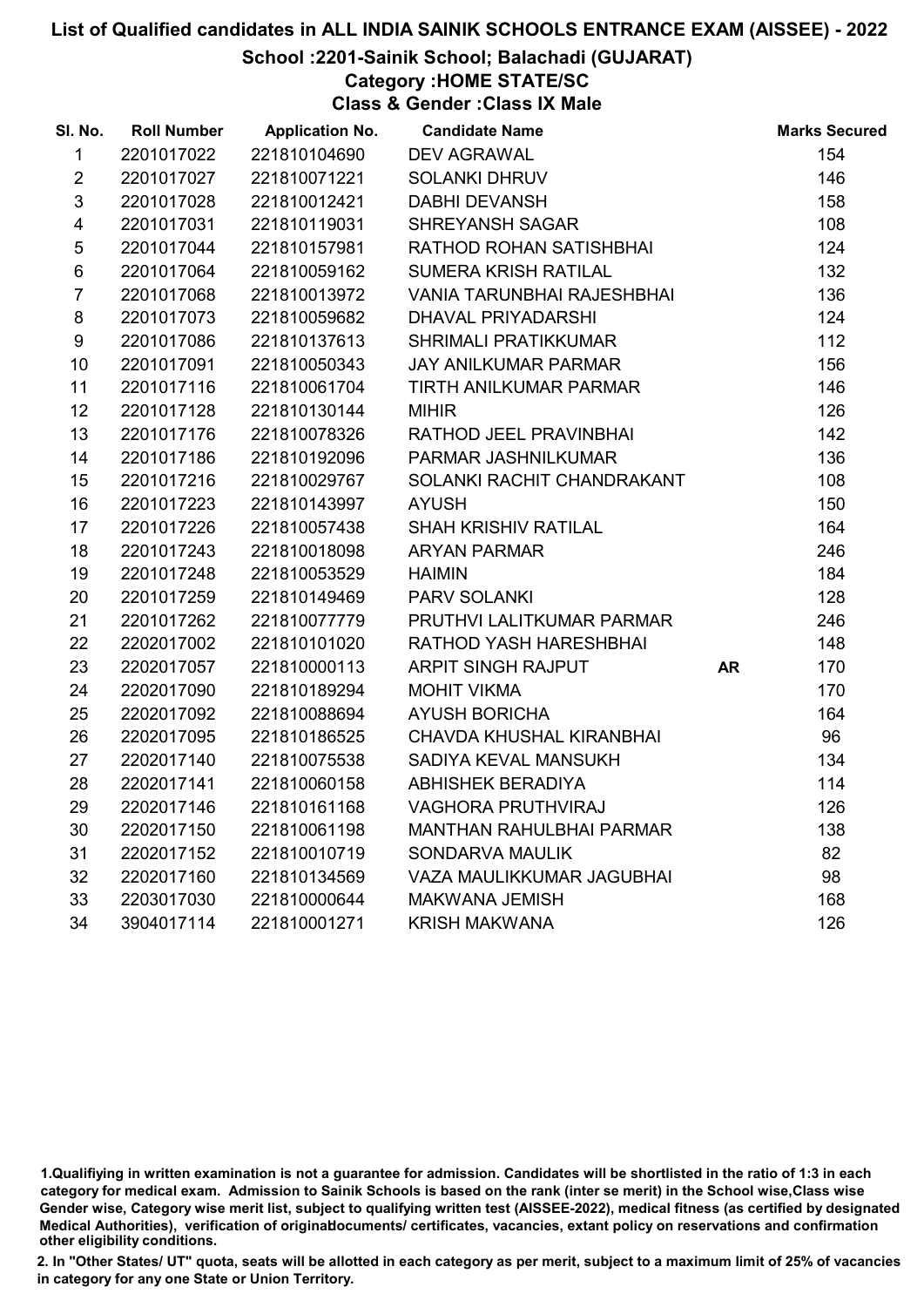# List of Qualified candidates in ALL INDIA SAINIK SCHOOLS ENTRANCE EXAM (AISSEE) - 2022

## School :2201-Sainik School; Balachadi (GUJARAT)

### Category :HOME STATE/SC

### Class & Gender :Class IX Male

| Sl. No. | Roll Number | Application No. | Candidate Name | | Marks Secured |
|---|---|---|---|---|---|
| 1 | 2201017022 | 221810104690 | DEV AGRAWAL | | 154 |
| 2 | 2201017027 | 221810071221 | SOLANKI DHRUV | | 146 |
| 3 | 2201017028 | 221810012421 | DABHI DEVANSH | | 158 |
| 4 | 2201017031 | 221810119031 | SHREYANSH SAGAR | | 108 |
| 5 | 2201017044 | 221810157981 | RATHOD ROHAN SATISHBHAI | | 124 |
| 6 | 2201017064 | 221810059162 | SUMERA KRISH RATILAL | | 132 |
| 7 | 2201017068 | 221810013972 | VANIA TARUNBHAI RAJESHBHAI | | 136 |
| 8 | 2201017073 | 221810059682 | DHAVAL PRIYADARSHI | | 124 |
| 9 | 2201017086 | 221810137613 | SHRIMALI PRATIKKUMAR | | 112 |
| 10 | 2201017091 | 221810050343 | JAY ANILKUMAR PARMAR | | 156 |
| 11 | 2201017116 | 221810061704 | TIRTH ANILKUMAR PARMAR | | 146 |
| 12 | 2201017128 | 221810130144 | MIHIR | | 126 |
| 13 | 2201017176 | 221810078326 | RATHOD JEEL PRAVINBHAI | | 142 |
| 14 | 2201017186 | 221810192096 | PARMAR JASHNILKUMAR | | 136 |
| 15 | 2201017216 | 221810029767 | SOLANKI RACHIT CHANDRAKANT | | 108 |
| 16 | 2201017223 | 221810143997 | AYUSH | | 150 |
| 17 | 2201017226 | 221810057438 | SHAH KRISHIV RATILAL | | 164 |
| 18 | 2201017243 | 221810018098 | ARYAN PARMAR | | 246 |
| 19 | 2201017248 | 221810053529 | HAIMIN | | 184 |
| 20 | 2201017259 | 221810149469 | PARV SOLANKI | | 128 |
| 21 | 2201017262 | 221810077779 | PRUTHVI LALITKUMAR PARMAR | | 246 |
| 22 | 2202017002 | 221810101020 | RATHOD YASH HARESHBHAI | | 148 |
| 23 | 2202017057 | 221810000113 | ARPIT SINGH RAJPUT | AR | 170 |
| 24 | 2202017090 | 221810189294 | MOHIT VIKMA | | 170 |
| 25 | 2202017092 | 221810088694 | AYUSH BORICHA | | 164 |
| 26 | 2202017095 | 221810186525 | CHAVDA KHUSHAL KIRANBHAI | | 96 |
| 27 | 2202017140 | 221810075538 | SADIYA KEVAL MANSUKH | | 134 |
| 28 | 2202017141 | 221810060158 | ABHISHEK BERADIYA | | 114 |
| 29 | 2202017146 | 221810161168 | VAGHORA PRUTHVIRAJ | | 126 |
| 30 | 2202017150 | 221810061198 | MANTHAN RAHULBHAI PARMAR | | 138 |
| 31 | 2202017152 | 221810010719 | SONDARVA MAULIK | | 82 |
| 32 | 2202017160 | 221810134569 | VAZA MAULIKKUMAR JAGUBHAI | | 98 |
| 33 | 2203017030 | 221810000644 | MAKWANA JEMISH | | 168 |
| 34 | 3904017114 | 221810001271 | KRISH MAKWANA | | 126 |

1.Qualifiying in written examination is not a guarantee for admission. Candidates will be shortlisted in the ratio of 1:3 in each category for medical exam. Admission to Sainik Schools is based on the rank (inter se merit) in the School wise,Class wise Gender wise, Category wise merit list, subject to qualifying written test (AISSEE-2022), medical fitness (as certified by designated Medical Authorities), verification of originaldocuments/ certificates, vacancies, extant policy on reservations and confirmation other eligibility conditions.

2. In "Other States/ UT" quota, seats will be allotted in each category as per merit, subject to a maximum limit of 25% of vacancies in category for any one State or Union Territory.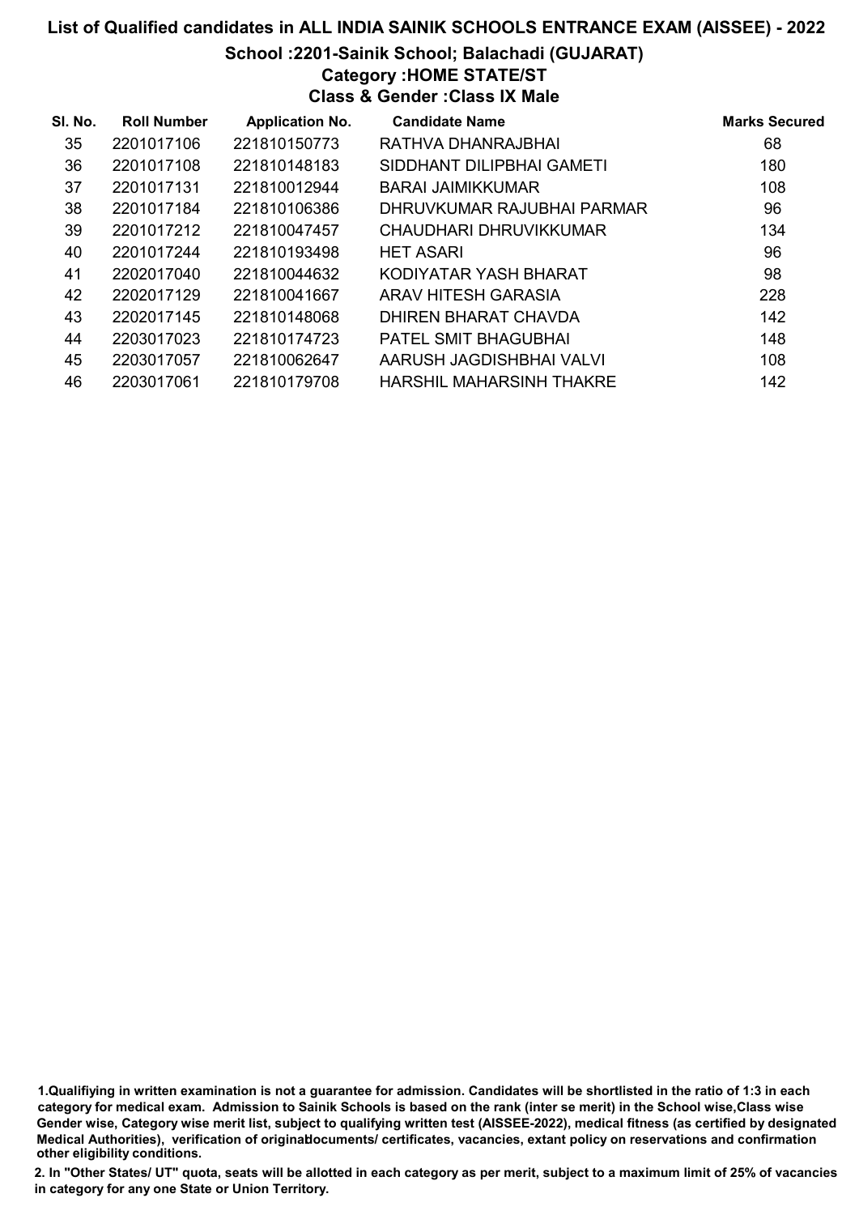# List of Qualified candidates in ALL INDIA SAINIK SCHOOLS ENTRANCE EXAM (AISSEE) - 2022

## School :2201-Sainik School; Balachadi (GUJARAT)

### Category :HOME STATE/ST

### Class & Gender :Class IX Male

| Sl. No. | Roll Number | Application No. | Candidate Name | Marks Secured |
|---|---|---|---|---|
| 35 | 2201017106 | 221810150773 | RATHVA DHANRAJBHAI | 68 |
| 36 | 2201017108 | 221810148183 | SIDDHANT DILIPBHAI GAMETI | 180 |
| 37 | 2201017131 | 221810012944 | BARAI JAIMIKKUMAR | 108 |
| 38 | 2201017184 | 221810106386 | DHRUVKUMAR RAJUBHAI PARMAR | 96 |
| 39 | 2201017212 | 221810047457 | CHAUDHARI DHRUVIKKUMAR | 134 |
| 40 | 2201017244 | 221810193498 | HET ASARI | 96 |
| 41 | 2202017040 | 221810044632 | KODIYATAR YASH BHARAT | 98 |
| 42 | 2202017129 | 221810041667 | ARAV HITESH GARASIA | 228 |
| 43 | 2202017145 | 221810148068 | DHIREN BHARAT CHAVDA | 142 |
| 44 | 2203017023 | 221810174723 | PATEL SMIT BHAGUBHAI | 148 |
| 45 | 2203017057 | 221810062647 | AARUSH JAGDISHBHAI VALVI | 108 |
| 46 | 2203017061 | 221810179708 | HARSHIL MAHARSINH THAKRE | 142 |

1.Qualifiying in written examination is not a guarantee for admission. Candidates will be shortlisted in the ratio of 1:3 in each category for medical exam. Admission to Sainik Schools is based on the rank (inter se merit) in the School wise,Class wise Gender wise, Category wise merit list, subject to qualifying written test (AISSEE-2022), medical fitness (as certified by designated Medical Authorities), verification of originaldocuments/ certificates, vacancies, extant policy on reservations and confirmation other eligibility conditions.

2. In "Other States/ UT" quota, seats will be allotted in each category as per merit, subject to a maximum limit of 25% of vacancies in category for any one State or Union Territory.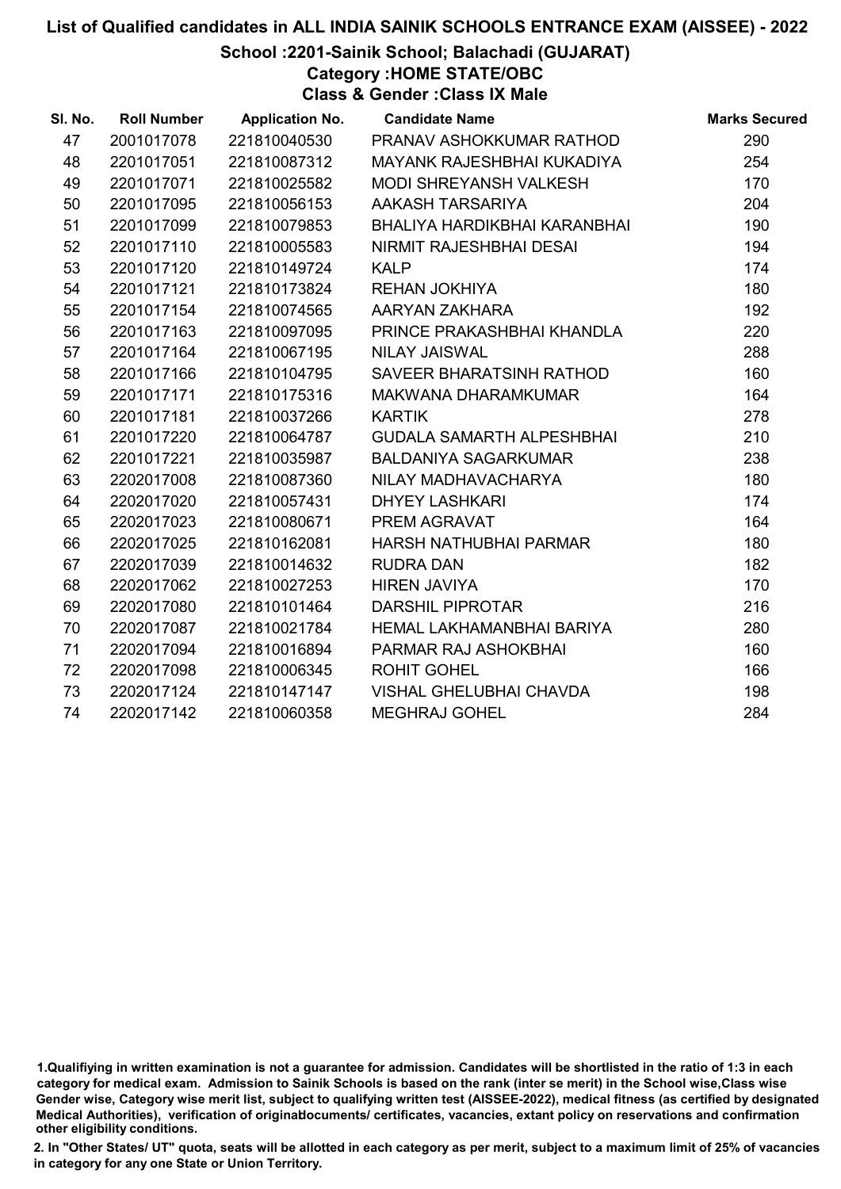# List of Qualified candidates in ALL INDIA SAINIK SCHOOLS ENTRANCE EXAM (AISSEE) - 2022

## School :2201-Sainik School; Balachadi (GUJARAT)

### Category :HOME STATE/OBC

### Class & Gender :Class IX Male

| Sl. No. | Roll Number | Application No. | Candidate Name | Marks Secured |
|---|---|---|---|---|
| 47 | 2001017078 | 221810040530 | PRANAV ASHOKKUMAR RATHOD | 290 |
| 48 | 2201017051 | 221810087312 | MAYANK RAJESHBHAI KUKADIYA | 254 |
| 49 | 2201017071 | 221810025582 | MODI SHREYANSH VALKESH | 170 |
| 50 | 2201017095 | 221810056153 | AAKASH TARSARIYA | 204 |
| 51 | 2201017099 | 221810079853 | BHALIYA HARDIKBHAI KARANBHAI | 190 |
| 52 | 2201017110 | 221810005583 | NIRMIT RAJESHBHAI DESAI | 194 |
| 53 | 2201017120 | 221810149724 | KALP | 174 |
| 54 | 2201017121 | 221810173824 | REHAN JOKHIYA | 180 |
| 55 | 2201017154 | 221810074565 | AARYAN ZAKHARA | 192 |
| 56 | 2201017163 | 221810097095 | PRINCE PRAKASHBHAI KHANDLA | 220 |
| 57 | 2201017164 | 221810067195 | NILAY JAISWAL | 288 |
| 58 | 2201017166 | 221810104795 | SAVEER BHARATSINH RATHOD | 160 |
| 59 | 2201017171 | 221810175316 | MAKWANA DHARAMKUMAR | 164 |
| 60 | 2201017181 | 221810037266 | KARTIK | 278 |
| 61 | 2201017220 | 221810064787 | GUDALA SAMARTH ALPESHBHAI | 210 |
| 62 | 2201017221 | 221810035987 | BALDANIYA SAGARKUMAR | 238 |
| 63 | 2202017008 | 221810087360 | NILAY MADHAVACHARYA | 180 |
| 64 | 2202017020 | 221810057431 | DHYEY LASHKARI | 174 |
| 65 | 2202017023 | 221810080671 | PREM AGRAVAT | 164 |
| 66 | 2202017025 | 221810162081 | HARSH NATHUBHAI PARMAR | 180 |
| 67 | 2202017039 | 221810014632 | RUDRA DAN | 182 |
| 68 | 2202017062 | 221810027253 | HIREN JAVIYA | 170 |
| 69 | 2202017080 | 221810101464 | DARSHIL PIPROTAR | 216 |
| 70 | 2202017087 | 221810021784 | HEMAL LAKHAMANBHAI BARIYA | 280 |
| 71 | 2202017094 | 221810016894 | PARMAR RAJ ASHOKBHAI | 160 |
| 72 | 2202017098 | 221810006345 | ROHIT GOHEL | 166 |
| 73 | 2202017124 | 221810147147 | VISHAL GHELUBHAI CHAVDA | 198 |
| 74 | 2202017142 | 221810060358 | MEGHRAJ GOHEL | 284 |

1.Qualifiying in written examination is not a guarantee for admission. Candidates will be shortlisted in the ratio of 1:3 in each category for medical exam. Admission to Sainik Schools is based on the rank (inter se merit) in the School wise,Class wise Gender wise, Category wise merit list, subject to qualifying written test (AISSEE-2022), medical fitness (as certified by designated Medical Authorities), verification of originaldocuments/ certificates, vacancies, extant policy on reservations and confirmation other eligibility conditions.

2. In "Other States/ UT" quota, seats will be allotted in each category as per merit, subject to a maximum limit of 25% of vacancies in category for any one State or Union Territory.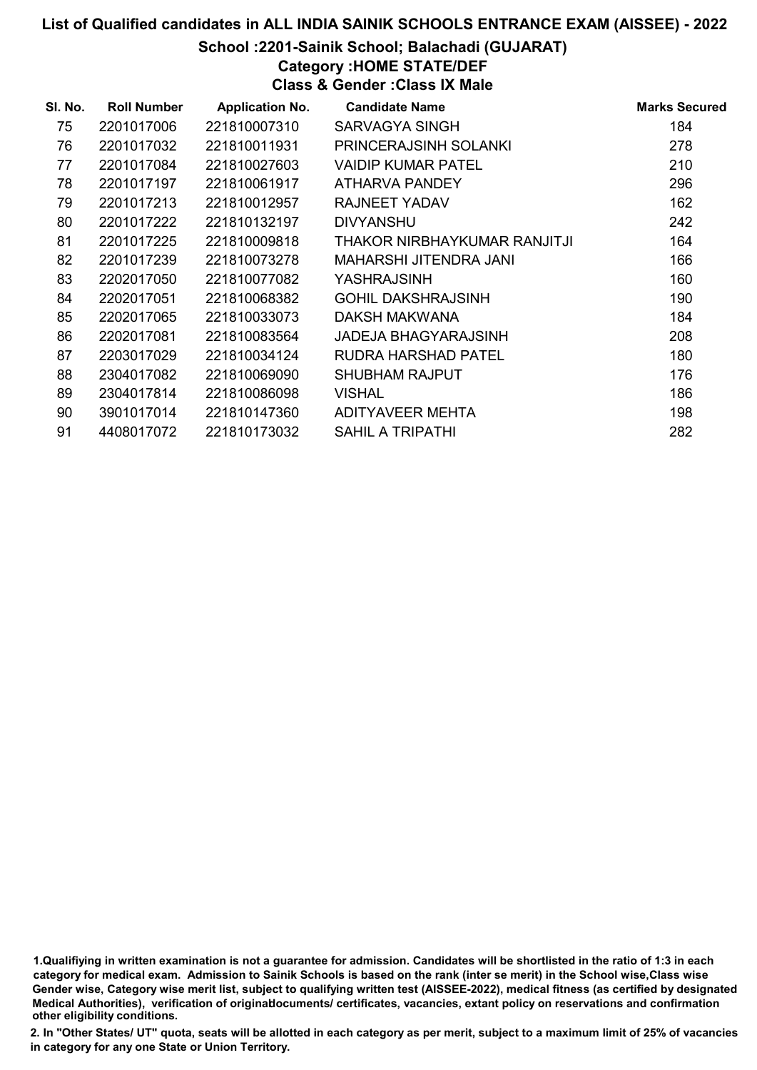# List of Qualified candidates in ALL INDIA SAINIK SCHOOLS ENTRANCE EXAM (AISSEE) - 2022

## School :2201-Sainik School; Balachadi (GUJARAT)

### Category :HOME STATE/DEF

### Class & Gender :Class IX Male

| Sl. No. | Roll Number | Application No. | Candidate Name | Marks Secured |
|---|---|---|---|---|
| 75 | 2201017006 | 221810007310 | SARVAGYA SINGH | 184 |
| 76 | 2201017032 | 221810011931 | PRINCERAJSINH SOLANKI | 278 |
| 77 | 2201017084 | 221810027603 | VAIDIP KUMAR PATEL | 210 |
| 78 | 2201017197 | 221810061917 | ATHARVA PANDEY | 296 |
| 79 | 2201017213 | 221810012957 | RAJNEET YADAV | 162 |
| 80 | 2201017222 | 221810132197 | DIVYANSHU | 242 |
| 81 | 2201017225 | 221810009818 | THAKOR NIRBHAYKUMAR RANJITJI | 164 |
| 82 | 2201017239 | 221810073278 | MAHARSHI JITENDRA JANI | 166 |
| 83 | 2202017050 | 221810077082 | YASHRAJSINH | 160 |
| 84 | 2202017051 | 221810068382 | GOHIL DAKSHRAJSINH | 190 |
| 85 | 2202017065 | 221810033073 | DAKSH MAKWANA | 184 |
| 86 | 2202017081 | 221810083564 | JADEJA BHAGYARAJSINH | 208 |
| 87 | 2203017029 | 221810034124 | RUDRA HARSHAD PATEL | 180 |
| 88 | 2304017082 | 221810069090 | SHUBHAM RAJPUT | 176 |
| 89 | 2304017814 | 221810086098 | VISHAL | 186 |
| 90 | 3901017014 | 221810147360 | ADITYAVEER MEHTA | 198 |
| 91 | 4408017072 | 221810173032 | SAHIL A TRIPATHI | 282 |

1.Qualifiying in written examination is not a guarantee for admission. Candidates will be shortlisted in the ratio of 1:3 in each category for medical exam. Admission to Sainik Schools is based on the rank (inter se merit) in the School wise,Class wise Gender wise, Category wise merit list, subject to qualifying written test (AISSEE-2022), medical fitness (as certified by designated Medical Authorities), verification of originaldocuments/ certificates, vacancies, extant policy on reservations and confirmation other eligibility conditions.

2. In "Other States/ UT" quota, seats will be allotted in each category as per merit, subject to a maximum limit of 25% of vacancies in category for any one State or Union Territory.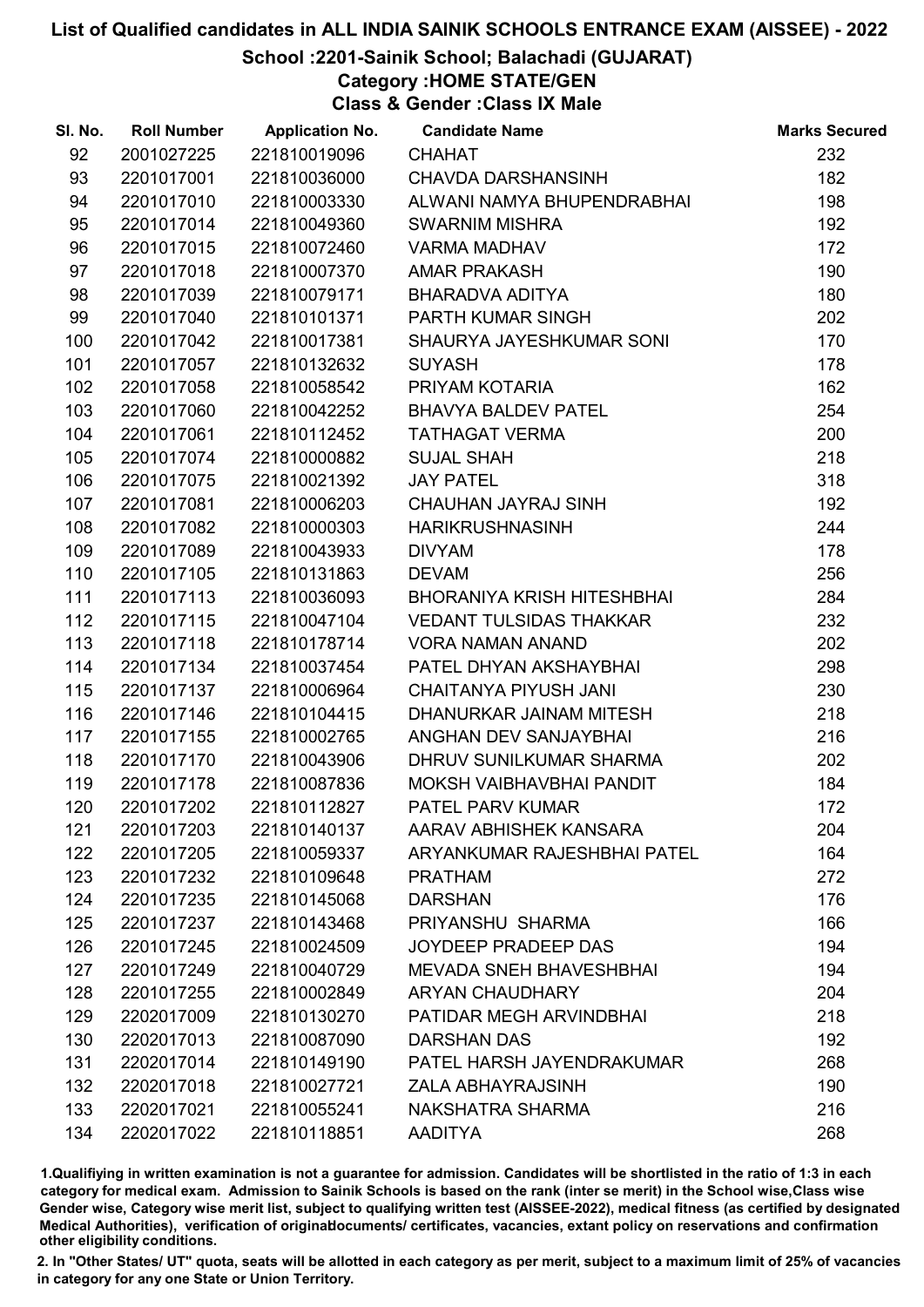# List of Qualified candidates in ALL INDIA SAINIK SCHOOLS ENTRANCE EXAM (AISSEE) - 2022

## School :2201-Sainik School; Balachadi (GUJARAT)

### Category :HOME STATE/GEN

### Class & Gender :Class IX Male

| Sl. No. | Roll Number | Application No. | Candidate Name | Marks Secured |
|---|---|---|---|---|
| 92 | 2001027225 | 221810019096 | CHAHAT | 232 |
| 93 | 2201017001 | 221810036000 | CHAVDA DARSHANSINH | 182 |
| 94 | 2201017010 | 221810003330 | ALWANI NAMYA BHUPENDRABHAI | 198 |
| 95 | 2201017014 | 221810049360 | SWARNIM MISHRA | 192 |
| 96 | 2201017015 | 221810072460 | VARMA MADHAV | 172 |
| 97 | 2201017018 | 221810007370 | AMAR PRAKASH | 190 |
| 98 | 2201017039 | 221810079171 | BHARADVA ADITYA | 180 |
| 99 | 2201017040 | 221810101371 | PARTH KUMAR SINGH | 202 |
| 100 | 2201017042 | 221810017381 | SHAURYA JAYESHKUMAR SONI | 170 |
| 101 | 2201017057 | 221810132632 | SUYASH | 178 |
| 102 | 2201017058 | 221810058542 | PRIYAM KOTARIA | 162 |
| 103 | 2201017060 | 221810042252 | BHAVYA BALDEV PATEL | 254 |
| 104 | 2201017061 | 221810112452 | TATHAGAT VERMA | 200 |
| 105 | 2201017074 | 221810000882 | SUJAL SHAH | 218 |
| 106 | 2201017075 | 221810021392 | JAY PATEL | 318 |
| 107 | 2201017081 | 221810006203 | CHAUHAN JAYRAJ SINH | 192 |
| 108 | 2201017082 | 221810000303 | HARIKRUSHNASINH | 244 |
| 109 | 2201017089 | 221810043933 | DIVYAM | 178 |
| 110 | 2201017105 | 221810131863 | DEVAM | 256 |
| 111 | 2201017113 | 221810036093 | BHORANIYA KRISH HITESHBHAI | 284 |
| 112 | 2201017115 | 221810047104 | VEDANT TULSIDAS THAKKAR | 232 |
| 113 | 2201017118 | 221810178714 | VORA NAMAN ANAND | 202 |
| 114 | 2201017134 | 221810037454 | PATEL DHYAN AKSHAYBHAI | 298 |
| 115 | 2201017137 | 221810006964 | CHAITANYA PIYUSH JANI | 230 |
| 116 | 2201017146 | 221810104415 | DHANURKAR JAINAM MITESH | 218 |
| 117 | 2201017155 | 221810002765 | ANGHAN DEV SANJAYBHAI | 216 |
| 118 | 2201017170 | 221810043906 | DHRUV SUNILKUMAR SHARMA | 202 |
| 119 | 2201017178 | 221810087836 | MOKSH VAIBHAVBHAI PANDIT | 184 |
| 120 | 2201017202 | 221810112827 | PATEL PARV KUMAR | 172 |
| 121 | 2201017203 | 221810140137 | AARAV ABHISHEK KANSARA | 204 |
| 122 | 2201017205 | 221810059337 | ARYANKUMAR RAJESHBHAI PATEL | 164 |
| 123 | 2201017232 | 221810109648 | PRATHAM | 272 |
| 124 | 2201017235 | 221810145068 | DARSHAN | 176 |
| 125 | 2201017237 | 221810143468 | PRIYANSHU SHARMA | 166 |
| 126 | 2201017245 | 221810024509 | JOYDEEP PRADEEP DAS | 194 |
| 127 | 2201017249 | 221810040729 | MEVADA SNEH BHAVESHBHAI | 194 |
| 128 | 2201017255 | 221810002849 | ARYAN CHAUDHARY | 204 |
| 129 | 2202017009 | 221810130270 | PATIDAR MEGH ARVINDBHAI | 218 |
| 130 | 2202017013 | 221810087090 | DARSHAN DAS | 192 |
| 131 | 2202017014 | 221810149190 | PATEL HARSH JAYENDRAKUMAR | 268 |
| 132 | 2202017018 | 221810027721 | ZALA ABHAYRAJSINH | 190 |
| 133 | 2202017021 | 221810055241 | NAKSHATRA SHARMA | 216 |
| 134 | 2202017022 | 221810118851 | AADITYA | 268 |

1.Qualifying in written examination is not a guarantee for admission. Candidates will be shortlisted in the ratio of 1:3 in each category for medical exam. Admission to Sainik Schools is based on the rank (inter se merit) in the School wise,Class wise Gender wise, Category wise merit list, subject to qualifying written test (AISSEE-2022), medical fitness (as certified by designated Medical Authorities), verification of originaldocuments/ certificates, vacancies, extant policy on reservations and confirmation other eligibility conditions.

2. In "Other States/ UT" quota, seats will be allotted in each category as per merit, subject to a maximum limit of 25% of vacancies in category for any one State or Union Territory.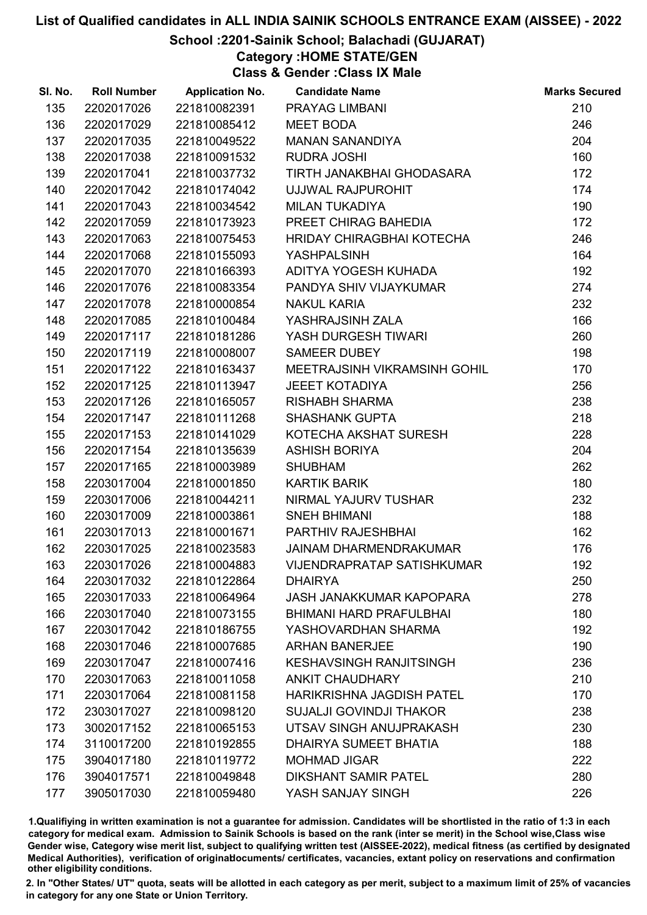# List of Qualified candidates in ALL INDIA SAINIK SCHOOLS ENTRANCE EXAM (AISSEE) - 2022

## School :2201-Sainik School; Balachadi (GUJARAT)

### Category :HOME STATE/GEN

### Class & Gender :Class IX Male

| Sl. No. | Roll Number | Application No. | Candidate Name | Marks Secured |
|---|---|---|---|---|
| 135 | 2202017026 | 221810082391 | PRAYAG LIMBANI | 210 |
| 136 | 2202017029 | 221810085412 | MEET BODA | 246 |
| 137 | 2202017035 | 221810049522 | MANAN SANANDIYA | 204 |
| 138 | 2202017038 | 221810091532 | RUDRA JOSHI | 160 |
| 139 | 2202017041 | 221810037732 | TIRTH JANAKBHAI GHODASARA | 172 |
| 140 | 2202017042 | 221810174042 | UJJWAL RAJPUROHIT | 174 |
| 141 | 2202017043 | 221810034542 | MILAN TUKADIYA | 190 |
| 142 | 2202017059 | 221810173923 | PREET CHIRAG BAHEDIA | 172 |
| 143 | 2202017063 | 221810075453 | HRIDAY CHIRAGBHAI KOTECHA | 246 |
| 144 | 2202017068 | 221810155093 | YASHPALSINH | 164 |
| 145 | 2202017070 | 221810166393 | ADITYA YOGESH KUHADA | 192 |
| 146 | 2202017076 | 221810083354 | PANDYA SHIV VIJAYKUMAR | 274 |
| 147 | 2202017078 | 221810000854 | NAKUL KARIA | 232 |
| 148 | 2202017085 | 221810100484 | YASHRAJSINH ZALA | 166 |
| 149 | 2202017117 | 221810181286 | YASH DURGESH TIWARI | 260 |
| 150 | 2202017119 | 221810008007 | SAMEER DUBEY | 198 |
| 151 | 2202017122 | 221810163437 | MEETRAJSINH VIKRAMSINH GOHIL | 170 |
| 152 | 2202017125 | 221810113947 | JEEET KOTADIYA | 256 |
| 153 | 2202017126 | 221810165057 | RISHABH SHARMA | 238 |
| 154 | 2202017147 | 221810111268 | SHASHANK GUPTA | 218 |
| 155 | 2202017153 | 221810141029 | KOTECHA AKSHAT SURESH | 228 |
| 156 | 2202017154 | 221810135639 | ASHISH BORIYA | 204 |
| 157 | 2202017165 | 221810003989 | SHUBHAM | 262 |
| 158 | 2203017004 | 221810001850 | KARTIK BARIK | 180 |
| 159 | 2203017006 | 221810044211 | NIRMAL YAJURV TUSHAR | 232 |
| 160 | 2203017009 | 221810003861 | SNEH BHIMANI | 188 |
| 161 | 2203017013 | 221810001671 | PARTHIV RAJESHBHAI | 162 |
| 162 | 2203017025 | 221810023583 | JAINAM DHARMENDRAKUMAR | 176 |
| 163 | 2203017026 | 221810004883 | VIJENDRAPRATAP SATISHKUMAR | 192 |
| 164 | 2203017032 | 221810122864 | DHAIRYA | 250 |
| 165 | 2203017033 | 221810064964 | JASH JANAKKUMAR KAPOPARA | 278 |
| 166 | 2203017040 | 221810073155 | BHIMANI HARD PRAFULBHAI | 180 |
| 167 | 2203017042 | 221810186755 | YASHOVARDHAN SHARMA | 192 |
| 168 | 2203017046 | 221810007685 | ARHAN BANERJEE | 190 |
| 169 | 2203017047 | 221810007416 | KESHAVSINGH RANJITSINGH | 236 |
| 170 | 2203017063 | 221810011058 | ANKIT CHAUDHARY | 210 |
| 171 | 2203017064 | 221810081158 | HARIKRISHNA JAGDISH PATEL | 170 |
| 172 | 2303017027 | 221810098120 | SUJALJI GOVINDJI THAKOR | 238 |
| 173 | 3002017152 | 221810065153 | UTSAV SINGH ANUJPRAKASH | 230 |
| 174 | 3110017200 | 221810192855 | DHAIRYA SUMEET BHATIA | 188 |
| 175 | 3904017180 | 221810119772 | MOHMAD JIGAR | 222 |
| 176 | 3904017571 | 221810049848 | DIKSHANT SAMIR PATEL | 280 |
| 177 | 3905017030 | 221810059480 | YASH SANJAY SINGH | 226 |

1.Qualifiying in written examination is not a guarantee for admission. Candidates will be shortlisted in the ratio of 1:3 in each category for medical exam. Admission to Sainik Schools is based on the rank (inter se merit) in the School wise,Class wise Gender wise, Category wise merit list, subject to qualifying written test (AISSEE-2022), medical fitness (as certified by designated Medical Authorities), verification of originaldocuments/ certificates, vacancies, extant policy on reservations and confirmation other eligibility conditions.

2. In "Other States/ UT" quota, seats will be allotted in each category as per merit, subject to a maximum limit of 25% of vacancies in category for any one State or Union Territory.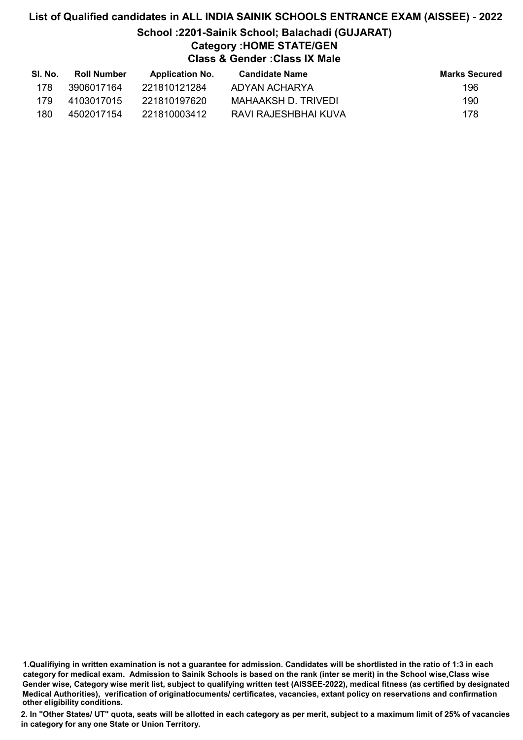# List of Qualified candidates in ALL INDIA SAINIK SCHOOLS ENTRANCE EXAM (AISSEE) - 2022

## School :2201-Sainik School; Balachadi (GUJARAT)

### Category :HOME STATE/GEN

### Class & Gender :Class IX Male

| Sl. No. | Roll Number | Application No. | Candidate Name | Marks Secured |
|---|---|---|---|---|
| 178 | 3906017164 | 221810121284 | ADYAN ACHARYA | 196 |
| 179 | 4103017015 | 221810197620 | MAHAAKSH D. TRIVEDI | 190 |
| 180 | 4502017154 | 221810003412 | RAVI RAJESHBHAI KUVA | 178 |

**1.Qualifiying in written examination is not a guarantee for admission. Candidates will be shortlisted in the ratio of 1:3 in each category for medical exam. Admission to Sainik Schools is based on the rank (inter se merit) in the School wise,Class wise Gender wise, Category wise merit list, subject to qualifying written test (AISSEE-2022), medical fitness (as certified by designated Medical Authorities), verification of originaldocuments/ certificates, vacancies, extant policy on reservations and confirmation other eligibility conditions.**

**2. In "Other States/ UT" quota, seats will be allotted in each category as per merit, subject to a maximum limit of 25% of vacancies in category for any one State or Union Territory.**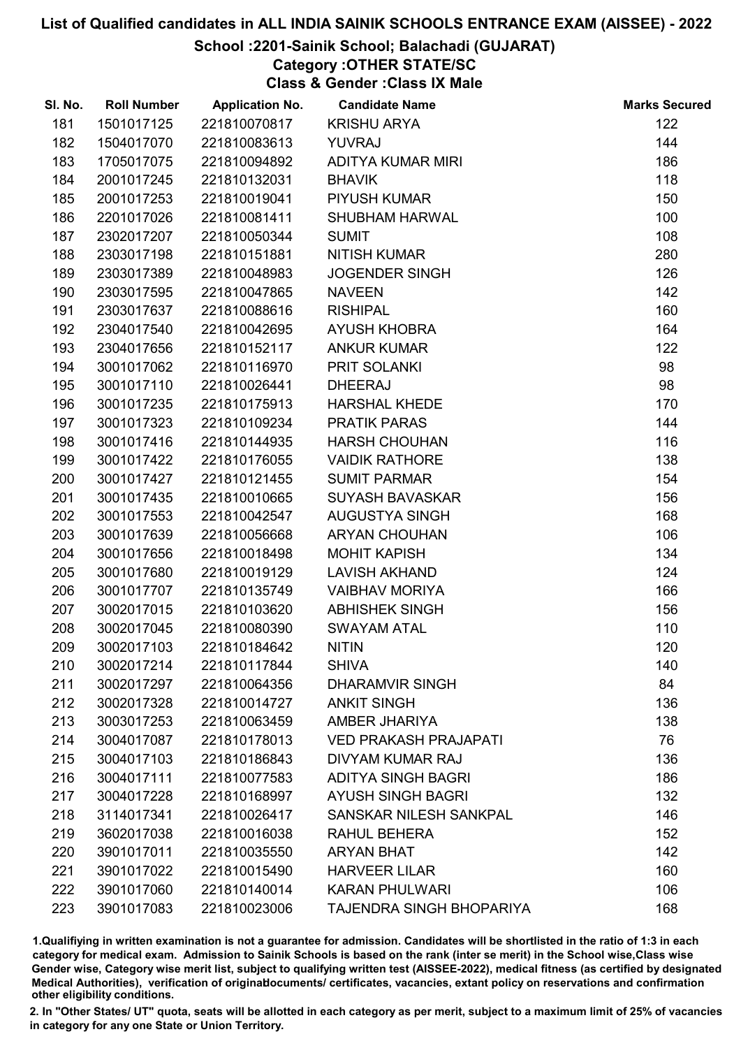# List of Qualified candidates in ALL INDIA SAINIK SCHOOLS ENTRANCE EXAM (AISSEE) - 2022

## School :2201-Sainik School; Balachadi (GUJARAT)

### Category :OTHER STATE/SC

### Class & Gender :Class IX Male

| Sl. No. | Roll Number | Application No. | Candidate Name | Marks Secured |
|---|---|---|---|---|
| 181 | 1501017125 | 221810070817 | KRISHU ARYA | 122 |
| 182 | 1504017070 | 221810083613 | YUVRAJ | 144 |
| 183 | 1705017075 | 221810094892 | ADITYA KUMAR MIRI | 186 |
| 184 | 2001017245 | 221810132031 | BHAVIK | 118 |
| 185 | 2001017253 | 221810019041 | PIYUSH KUMAR | 150 |
| 186 | 2201017026 | 221810081411 | SHUBHAM HARWAL | 100 |
| 187 | 2302017207 | 221810050344 | SUMIT | 108 |
| 188 | 2303017198 | 221810151881 | NITISH KUMAR | 280 |
| 189 | 2303017389 | 221810048983 | JOGENDER SINGH | 126 |
| 190 | 2303017595 | 221810047865 | NAVEEN | 142 |
| 191 | 2303017637 | 221810088616 | RISHIPAL | 160 |
| 192 | 2304017540 | 221810042695 | AYUSH KHOBRA | 164 |
| 193 | 2304017656 | 221810152117 | ANKUR KUMAR | 122 |
| 194 | 3001017062 | 221810116970 | PRIT SOLANKI | 98 |
| 195 | 3001017110 | 221810026441 | DHEERAJ | 98 |
| 196 | 3001017235 | 221810175913 | HARSHAL KHEDE | 170 |
| 197 | 3001017323 | 221810109234 | PRATIK PARAS | 144 |
| 198 | 3001017416 | 221810144935 | HARSH CHOUHAN | 116 |
| 199 | 3001017422 | 221810176055 | VAIDIK RATHORE | 138 |
| 200 | 3001017427 | 221810121455 | SUMIT PARMAR | 154 |
| 201 | 3001017435 | 221810010665 | SUYASH BAVASKAR | 156 |
| 202 | 3001017553 | 221810042547 | AUGUSTYA SINGH | 168 |
| 203 | 3001017639 | 221810056668 | ARYAN CHOUHAN | 106 |
| 204 | 3001017656 | 221810018498 | MOHIT KAPISH | 134 |
| 205 | 3001017680 | 221810019129 | LAVISH AKHAND | 124 |
| 206 | 3001017707 | 221810135749 | VAIBHAV MORIYA | 166 |
| 207 | 3002017015 | 221810103620 | ABHISHEK SINGH | 156 |
| 208 | 3002017045 | 221810080390 | SWAYAM ATAL | 110 |
| 209 | 3002017103 | 221810184642 | NITIN | 120 |
| 210 | 3002017214 | 221810117844 | SHIVA | 140 |
| 211 | 3002017297 | 221810064356 | DHARAMVIR SINGH | 84 |
| 212 | 3002017328 | 221810014727 | ANKIT SINGH | 136 |
| 213 | 3003017253 | 221810063459 | AMBER JHARIYA | 138 |
| 214 | 3004017087 | 221810178013 | VED PRAKASH PRAJAPATI | 76 |
| 215 | 3004017103 | 221810186843 | DIVYAM KUMAR RAJ | 136 |
| 216 | 3004017111 | 221810077583 | ADITYA SINGH BAGRI | 186 |
| 217 | 3004017228 | 221810168997 | AYUSH SINGH BAGRI | 132 |
| 218 | 3114017341 | 221810026417 | SANSKAR NILESH SANKPAL | 146 |
| 219 | 3602017038 | 221810016038 | RAHUL BEHERA | 152 |
| 220 | 3901017011 | 221810035550 | ARYAN BHAT | 142 |
| 221 | 3901017022 | 221810015490 | HARVEER LILAR | 160 |
| 222 | 3901017060 | 221810140014 | KARAN PHULWARI | 106 |
| 223 | 3901017083 | 221810023006 | TAJENDRA SINGH BHOPARIYA | 168 |

1.Qualifying in written examination is not a guarantee for admission. Candidates will be shortlisted in the ratio of 1:3 in each category for medical exam. Admission to Sainik Schools is based on the rank (inter se merit) in the School wise,Class wise Gender wise, Category wise merit list, subject to qualifying written test (AISSEE-2022), medical fitness (as certified by designated Medical Authorities), verification of originaldocuments/ certificates, vacancies, extant policy on reservations and confirmation other eligibility conditions.

2. In "Other States/ UT" quota, seats will be allotted in each category as per merit, subject to a maximum limit of 25% of vacancies in category for any one State or Union Territory.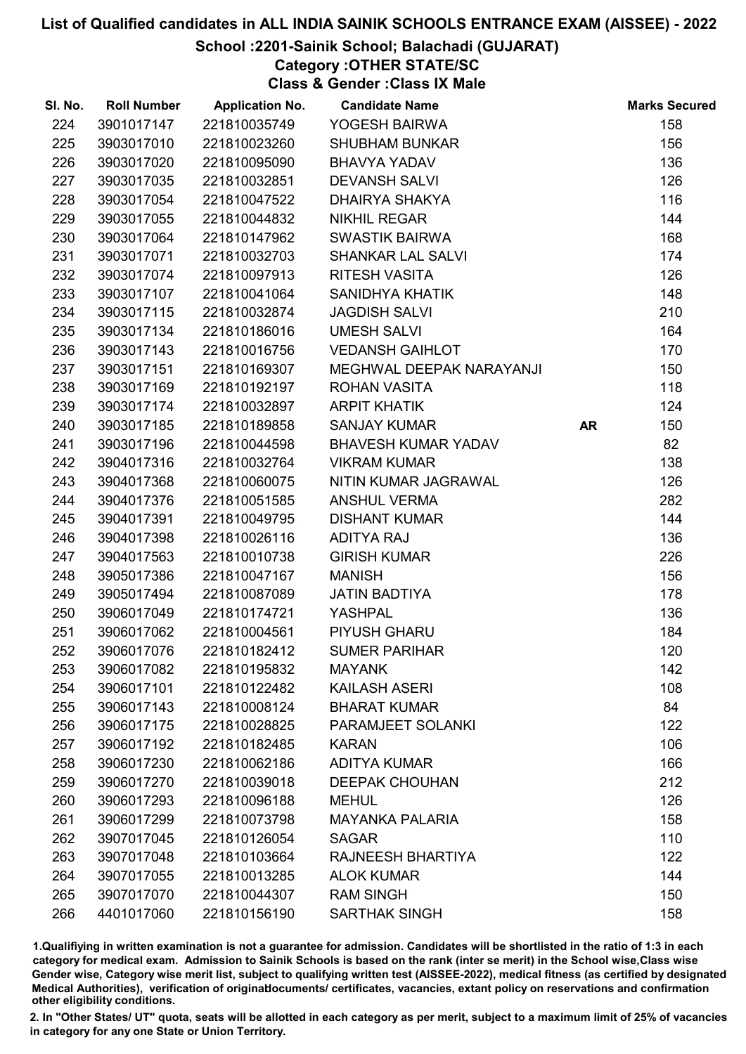# List of Qualified candidates in ALL INDIA SAINIK SCHOOLS ENTRANCE EXAM (AISSEE) - 2022

## School :2201-Sainik School; Balachadi (GUJARAT)

### Category :OTHER STATE/SC

### Class & Gender :Class IX Male

| Sl. No. | Roll Number | Application No. | Candidate Name | | Marks Secured |
|---|---|---|---|---|---|
| 224 | 3901017147 | 221810035749 | YOGESH BAIRWA | | 158 |
| 225 | 3903017010 | 221810023260 | SHUBHAM BUNKAR | | 156 |
| 226 | 3903017020 | 221810095090 | BHAVYA YADAV | | 136 |
| 227 | 3903017035 | 221810032851 | DEVANSH SALVI | | 126 |
| 228 | 3903017054 | 221810047522 | DHAIRYA SHAKYA | | 116 |
| 229 | 3903017055 | 221810044832 | NIKHIL REGAR | | 144 |
| 230 | 3903017064 | 221810147962 | SWASTIK BAIRWA | | 168 |
| 231 | 3903017071 | 221810032703 | SHANKAR LAL SALVI | | 174 |
| 232 | 3903017074 | 221810097913 | RITESH VASITA | | 126 |
| 233 | 3903017107 | 221810041064 | SANIDHYA KHATIK | | 148 |
| 234 | 3903017115 | 221810032874 | JAGDISH SALVI | | 210 |
| 235 | 3903017134 | 221810186016 | UMESH SALVI | | 164 |
| 236 | 3903017143 | 221810016756 | VEDANSH GAIHLOT | | 170 |
| 237 | 3903017151 | 221810169307 | MEGHWAL DEEPAK NARAYANJI | | 150 |
| 238 | 3903017169 | 221810192197 | ROHAN VASITA | | 118 |
| 239 | 3903017174 | 221810032897 | ARPIT KHATIK | | 124 |
| 240 | 3903017185 | 221810189858 | SANJAY KUMAR | AR | 150 |
| 241 | 3903017196 | 221810044598 | BHAVESH KUMAR YADAV | | 82 |
| 242 | 3904017316 | 221810032764 | VIKRAM KUMAR | | 138 |
| 243 | 3904017368 | 221810060075 | NITIN KUMAR JAGRAWAL | | 126 |
| 244 | 3904017376 | 221810051585 | ANSHUL VERMA | | 282 |
| 245 | 3904017391 | 221810049795 | DISHANT KUMAR | | 144 |
| 246 | 3904017398 | 221810026116 | ADITYA RAJ | | 136 |
| 247 | 3904017563 | 221810010738 | GIRISH KUMAR | | 226 |
| 248 | 3905017386 | 221810047167 | MANISH | | 156 |
| 249 | 3905017494 | 221810087089 | JATIN BADTIYA | | 178 |
| 250 | 3906017049 | 221810174721 | YASHPAL | | 136 |
| 251 | 3906017062 | 221810004561 | PIYUSH GHARU | | 184 |
| 252 | 3906017076 | 221810182412 | SUMER PARIHAR | | 120 |
| 253 | 3906017082 | 221810195832 | MAYANK | | 142 |
| 254 | 3906017101 | 221810122482 | KAILASH ASERI | | 108 |
| 255 | 3906017143 | 221810008124 | BHARAT KUMAR | | 84 |
| 256 | 3906017175 | 221810028825 | PARAMJEET SOLANKI | | 122 |
| 257 | 3906017192 | 221810182485 | KARAN | | 106 |
| 258 | 3906017230 | 221810062186 | ADITYA KUMAR | | 166 |
| 259 | 3906017270 | 221810039018 | DEEPAK CHOUHAN | | 212 |
| 260 | 3906017293 | 221810096188 | MEHUL | | 126 |
| 261 | 3906017299 | 221810073798 | MAYANKA PALARIA | | 158 |
| 262 | 3907017045 | 221810126054 | SAGAR | | 110 |
| 263 | 3907017048 | 221810103664 | RAJNEESH BHARTIYA | | 122 |
| 264 | 3907017055 | 221810013285 | ALOK KUMAR | | 144 |
| 265 | 3907017070 | 221810044307 | RAM SINGH | | 150 |
| 266 | 4401017060 | 221810156190 | SARTHAK SINGH | | 158 |

1.Qualifying in written examination is not a guarantee for admission. Candidates will be shortlisted in the ratio of 1:3 in each category for medical exam. Admission to Sainik Schools is based on the rank (inter se merit) in the School wise,Class wise Gender wise, Category wise merit list, subject to qualifying written test (AISSEE-2022), medical fitness (as certified by designated Medical Authorities), verification of originaldocuments/ certificates, vacancies, extant policy on reservations and confirmation other eligibility conditions.

2. In "Other States/ UT" quota, seats will be allotted in each category as per merit, subject to a maximum limit of 25% of vacancies in category for any one State or Union Territory.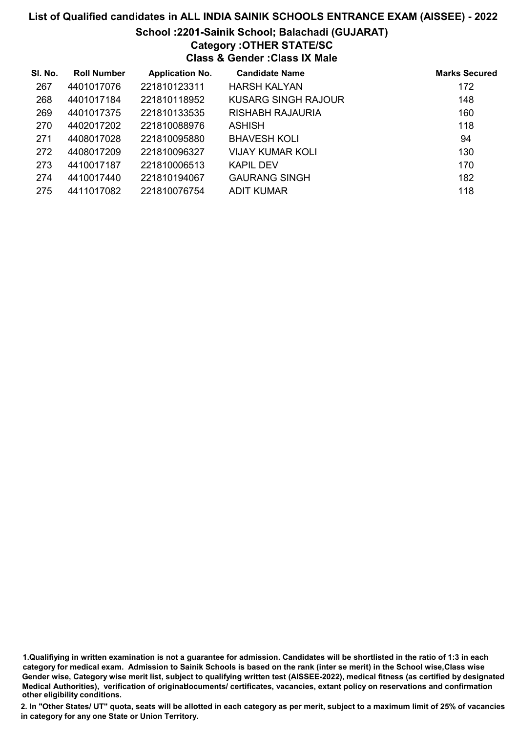# List of Qualified candidates in ALL INDIA SAINIK SCHOOLS ENTRANCE EXAM (AISSEE) - 2022

## School :2201-Sainik School; Balachadi (GUJARAT)

### Category :OTHER STATE/SC

### Class & Gender :Class IX Male

| Sl. No. | Roll Number | Application No. | Candidate Name | Marks Secured |
|---|---|---|---|---|
| 267 | 4401017076 | 221810123311 | HARSH KALYAN | 172 |
| 268 | 4401017184 | 221810118952 | KUSARG SINGH RAJOUR | 148 |
| 269 | 4401017375 | 221810133535 | RISHABH RAJAURIA | 160 |
| 270 | 4402017202 | 221810088976 | ASHISH | 118 |
| 271 | 4408017028 | 221810095880 | BHAVESH KOLI | 94 |
| 272 | 4408017209 | 221810096327 | VIJAY KUMAR KOLI | 130 |
| 273 | 4410017187 | 221810006513 | KAPIL DEV | 170 |
| 274 | 4410017440 | 221810194067 | GAURANG SINGH | 182 |
| 275 | 4411017082 | 221810076754 | ADIT KUMAR | 118 |

1.Qualifiying in written examination is not a guarantee for admission. Candidates will be shortlisted in the ratio of 1:3 in each category for medical exam. Admission to Sainik Schools is based on the rank (inter se merit) in the School wise,Class wise Gender wise, Category wise merit list, subject to qualifying written test (AISSEE-2022), medical fitness (as certified by designated Medical Authorities), verification of originaldocuments/ certificates, vacancies, extant policy on reservations and confirmation other eligibility conditions.

2. In "Other States/ UT" quota, seats will be allotted in each category as per merit, subject to a maximum limit of 25% of vacancies in category for any one State or Union Territory.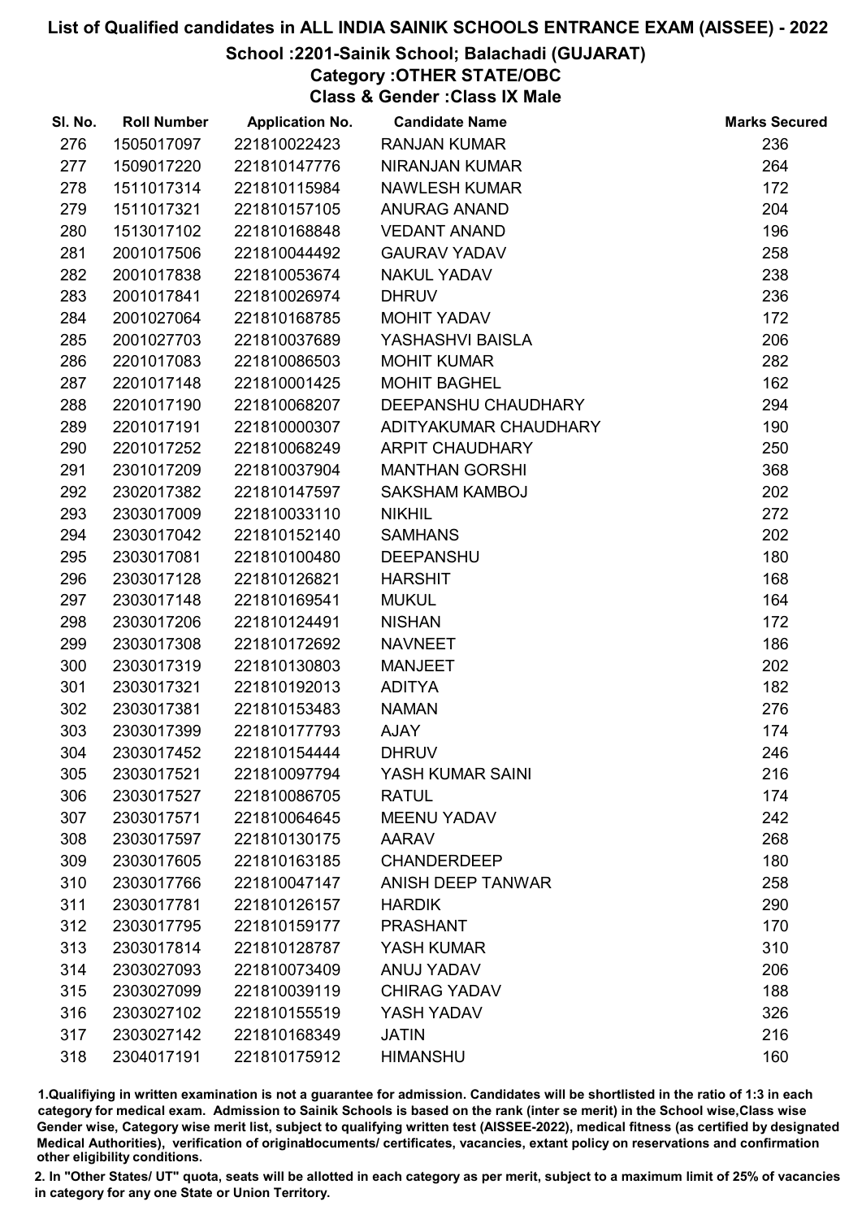# List of Qualified candidates in ALL INDIA SAINIK SCHOOLS ENTRANCE EXAM (AISSEE) - 2022

## School :2201-Sainik School; Balachadi (GUJARAT)

### Category :OTHER STATE/OBC

### Class & Gender :Class IX Male

| Sl. No. | Roll Number | Application No. | Candidate Name | Marks Secured |
|---|---|---|---|---|
| 276 | 1505017097 | 221810022423 | RANJAN KUMAR | 236 |
| 277 | 1509017220 | 221810147776 | NIRANJAN KUMAR | 264 |
| 278 | 1511017314 | 221810115984 | NAWLESH KUMAR | 172 |
| 279 | 1511017321 | 221810157105 | ANURAG ANAND | 204 |
| 280 | 1513017102 | 221810168848 | VEDANT ANAND | 196 |
| 281 | 2001017506 | 221810044492 | GAURAV YADAV | 258 |
| 282 | 2001017838 | 221810053674 | NAKUL YADAV | 238 |
| 283 | 2001017841 | 221810026974 | DHRUV | 236 |
| 284 | 2001027064 | 221810168785 | MOHIT YADAV | 172 |
| 285 | 2001027703 | 221810037689 | YASHASHVI BAISLA | 206 |
| 286 | 2201017083 | 221810086503 | MOHIT KUMAR | 282 |
| 287 | 2201017148 | 221810001425 | MOHIT BAGHEL | 162 |
| 288 | 2201017190 | 221810068207 | DEEPANSHU CHAUDHARY | 294 |
| 289 | 2201017191 | 221810000307 | ADITYAKUMAR CHAUDHARY | 190 |
| 290 | 2201017252 | 221810068249 | ARPIT CHAUDHARY | 250 |
| 291 | 2301017209 | 221810037904 | MANTHAN GORSHI | 368 |
| 292 | 2302017382 | 221810147597 | SAKSHAM KAMBOJ | 202 |
| 293 | 2303017009 | 221810033110 | NIKHIL | 272 |
| 294 | 2303017042 | 221810152140 | SAMHANS | 202 |
| 295 | 2303017081 | 221810100480 | DEEPANSHU | 180 |
| 296 | 2303017128 | 221810126821 | HARSHIT | 168 |
| 297 | 2303017148 | 221810169541 | MUKUL | 164 |
| 298 | 2303017206 | 221810124491 | NISHAN | 172 |
| 299 | 2303017308 | 221810172692 | NAVNEET | 186 |
| 300 | 2303017319 | 221810130803 | MANJEET | 202 |
| 301 | 2303017321 | 221810192013 | ADITYA | 182 |
| 302 | 2303017381 | 221810153483 | NAMAN | 276 |
| 303 | 2303017399 | 221810177793 | AJAY | 174 |
| 304 | 2303017452 | 221810154444 | DHRUV | 246 |
| 305 | 2303017521 | 221810097794 | YASH KUMAR SAINI | 216 |
| 306 | 2303017527 | 221810086705 | RATUL | 174 |
| 307 | 2303017571 | 221810064645 | MEENU YADAV | 242 |
| 308 | 2303017597 | 221810130175 | AARAV | 268 |
| 309 | 2303017605 | 221810163185 | CHANDERDEEP | 180 |
| 310 | 2303017766 | 221810047147 | ANISH DEEP TANWAR | 258 |
| 311 | 2303017781 | 221810126157 | HARDIK | 290 |
| 312 | 2303017795 | 221810159177 | PRASHANT | 170 |
| 313 | 2303017814 | 221810128787 | YASH KUMAR | 310 |
| 314 | 2303027093 | 221810073409 | ANUJ YADAV | 206 |
| 315 | 2303027099 | 221810039119 | CHIRAG YADAV | 188 |
| 316 | 2303027102 | 221810155519 | YASH YADAV | 326 |
| 317 | 2303027142 | 221810168349 | JATIN | 216 |
| 318 | 2304017191 | 221810175912 | HIMANSHU | 160 |

1.Qualifiying in written examination is not a guarantee for admission. Candidates will be shortlisted in the ratio of 1:3 in each category for medical exam. Admission to Sainik Schools is based on the rank (inter se merit) in the School wise,Class wise Gender wise, Category wise merit list, subject to qualifying written test (AISSEE-2022), medical fitness (as certified by designated Medical Authorities), verification of originaldocuments/ certificates, vacancies, extant policy on reservations and confirmation other eligibility conditions.

2. In "Other States/ UT" quota, seats will be allotted in each category as per merit, subject to a maximum limit of 25% of vacancies in category for any one State or Union Territory.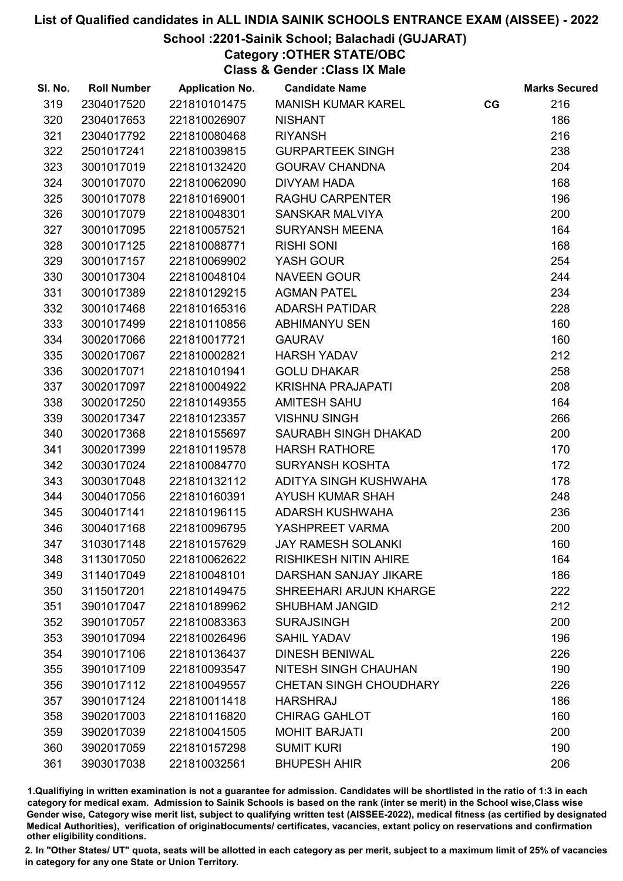# List of Qualified candidates in ALL INDIA SAINIK SCHOOLS ENTRANCE EXAM (AISSEE) - 2022

## School :2201-Sainik School; Balachadi (GUJARAT)

### Category :OTHER STATE/OBC

### Class & Gender :Class IX Male

| Sl. No. | Roll Number | Application No. | Candidate Name | | Marks Secured |
|---|---|---|---|---|---|
| 319 | 2304017520 | 221810101475 | MANISH KUMAR KAREL | CG | 216 |
| 320 | 2304017653 | 221810026907 | NISHANT | | 186 |
| 321 | 2304017792 | 221810080468 | RIYANSH | | 216 |
| 322 | 2501017241 | 221810039815 | GURPARTEEK SINGH | | 238 |
| 323 | 3001017019 | 221810132420 | GOURAV CHANDNA | | 204 |
| 324 | 3001017070 | 221810062090 | DIVYAM HADA | | 168 |
| 325 | 3001017078 | 221810169001 | RAGHU CARPENTER | | 196 |
| 326 | 3001017079 | 221810048301 | SANSKAR MALVIYA | | 200 |
| 327 | 3001017095 | 221810057521 | SURYANSH MEENA | | 164 |
| 328 | 3001017125 | 221810088771 | RISHI SONI | | 168 |
| 329 | 3001017157 | 221810069902 | YASH GOUR | | 254 |
| 330 | 3001017304 | 221810048104 | NAVEEN GOUR | | 244 |
| 331 | 3001017389 | 221810129215 | AGMAN PATEL | | 234 |
| 332 | 3001017468 | 221810165316 | ADARSH PATIDAR | | 228 |
| 333 | 3001017499 | 221810110856 | ABHIMANYU SEN | | 160 |
| 334 | 3002017066 | 221810017721 | GAURAV | | 160 |
| 335 | 3002017067 | 221810002821 | HARSH YADAV | | 212 |
| 336 | 3002017071 | 221810101941 | GOLU DHAKAR | | 258 |
| 337 | 3002017097 | 221810004922 | KRISHNA PRAJAPATI | | 208 |
| 338 | 3002017250 | 221810149355 | AMITESH SAHU | | 164 |
| 339 | 3002017347 | 221810123357 | VISHNU SINGH | | 266 |
| 340 | 3002017368 | 221810155697 | SAURABH SINGH DHAKAD | | 200 |
| 341 | 3002017399 | 221810119578 | HARSH RATHORE | | 170 |
| 342 | 3003017024 | 221810084770 | SURYANSH KOSHTA | | 172 |
| 343 | 3003017048 | 221810132112 | ADITYA SINGH KUSHWAHA | | 178 |
| 344 | 3004017056 | 221810160391 | AYUSH KUMAR SHAH | | 248 |
| 345 | 3004017141 | 221810196115 | ADARSH KUSHWAHA | | 236 |
| 346 | 3004017168 | 221810096795 | YASHPREET VARMA | | 200 |
| 347 | 3103017148 | 221810157629 | JAY RAMESH SOLANKI | | 160 |
| 348 | 3113017050 | 221810062622 | RISHIKESH NITIN AHIRE | | 164 |
| 349 | 3114017049 | 221810048101 | DARSHAN SANJAY JIKARE | | 186 |
| 350 | 3115017201 | 221810149475 | SHREEHARI ARJUN KHARGE | | 222 |
| 351 | 3901017047 | 221810189962 | SHUBHAM JANGID | | 212 |
| 352 | 3901017057 | 221810083363 | SURAJSINGH | | 200 |
| 353 | 3901017094 | 221810026496 | SAHIL YADAV | | 196 |
| 354 | 3901017106 | 221810136437 | DINESH BENIWAL | | 226 |
| 355 | 3901017109 | 221810093547 | NITESH SINGH CHAUHAN | | 190 |
| 356 | 3901017112 | 221810049557 | CHETAN SINGH CHOUDHARY | | 226 |
| 357 | 3901017124 | 221810011418 | HARSHRAJ | | 186 |
| 358 | 3902017003 | 221810116820 | CHIRAG GAHLOT | | 160 |
| 359 | 3902017039 | 221810041505 | MOHIT BARJATI | | 200 |
| 360 | 3902017059 | 221810157298 | SUMIT KURI | | 190 |
| 361 | 3903017038 | 221810032561 | BHUPESH AHIR | | 206 |

1.Qualifiying in written examination is not a guarantee for admission. Candidates will be shortlisted in the ratio of 1:3 in each category for medical exam. Admission to Sainik Schools is based on the rank (inter se merit) in the School wise,Class wise Gender wise, Category wise merit list, subject to qualifying written test (AISSEE-2022), medical fitness (as certified by designated Medical Authorities), verification of originaldocuments/ certificates, vacancies, extant policy on reservations and confirmation other eligibility conditions.

2. In "Other States/ UT" quota, seats will be allotted in each category as per merit, subject to a maximum limit of 25% of vacancies in category for any one State or Union Territory.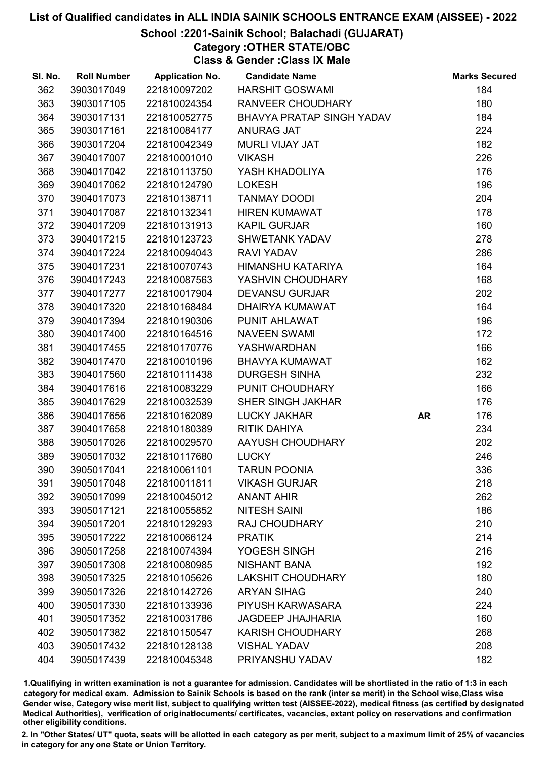# List of Qualified candidates in ALL INDIA SAINIK SCHOOLS ENTRANCE EXAM (AISSEE) - 2022

## School :2201-Sainik School; Balachadi (GUJARAT)

### Category :OTHER STATE/OBC

### Class & Gender :Class IX Male

| Sl. No. | Roll Number | Application No. | Candidate Name | | Marks Secured |
|---|---|---|---|---|---|
| 362 | 3903017049 | 221810097202 | HARSHIT GOSWAMI | | 184 |
| 363 | 3903017105 | 221810024354 | RANVEER CHOUDHARY | | 180 |
| 364 | 3903017131 | 221810052775 | BHAVYA PRATAP SINGH YADAV | | 184 |
| 365 | 3903017161 | 221810084177 | ANURAG JAT | | 224 |
| 366 | 3903017204 | 221810042349 | MURLI VIJAY JAT | | 182 |
| 367 | 3904017007 | 221810001010 | VIKASH | | 226 |
| 368 | 3904017042 | 221810113750 | YASH KHADOLIYA | | 176 |
| 369 | 3904017062 | 221810124790 | LOKESH | | 196 |
| 370 | 3904017073 | 221810138711 | TANMAY DOODI | | 204 |
| 371 | 3904017087 | 221810132341 | HIREN KUMAWAT | | 178 |
| 372 | 3904017209 | 221810131913 | KAPIL GURJAR | | 160 |
| 373 | 3904017215 | 221810123723 | SHWETANK YADAV | | 278 |
| 374 | 3904017224 | 221810094043 | RAVI YADAV | | 286 |
| 375 | 3904017231 | 221810070743 | HIMANSHU KATARIYA | | 164 |
| 376 | 3904017243 | 221810087563 | YASHVIN CHOUDHARY | | 168 |
| 377 | 3904017277 | 221810017904 | DEVANSU GURJAR | | 202 |
| 378 | 3904017320 | 221810168484 | DHAIRYA KUMAWAT | | 164 |
| 379 | 3904017394 | 221810190306 | PUNIT AHLAWAT | | 196 |
| 380 | 3904017400 | 221810164516 | NAVEEN SWAMI | | 172 |
| 381 | 3904017455 | 221810170776 | YASHWARDHAN | | 166 |
| 382 | 3904017470 | 221810010196 | BHAVYA KUMAWAT | | 162 |
| 383 | 3904017560 | 221810111438 | DURGESH SINHA | | 232 |
| 384 | 3904017616 | 221810083229 | PUNIT CHOUDHARY | | 166 |
| 385 | 3904017629 | 221810032539 | SHER SINGH JAKHAR | | 176 |
| 386 | 3904017656 | 221810162089 | LUCKY JAKHAR | **AR** | 176 |
| 387 | 3904017658 | 221810180389 | RITIK DAHIYA | | 234 |
| 388 | 3905017026 | 221810029570 | AAYUSH CHOUDHARY | | 202 |
| 389 | 3905017032 | 221810117680 | LUCKY | | 246 |
| 390 | 3905017041 | 221810061101 | TARUN POONIA | | 336 |
| 391 | 3905017048 | 221810011811 | VIKASH GURJAR | | 218 |
| 392 | 3905017099 | 221810045012 | ANANT AHIR | | 262 |
| 393 | 3905017121 | 221810055852 | NITESH SAINI | | 186 |
| 394 | 3905017201 | 221810129293 | RAJ CHOUDHARY | | 210 |
| 395 | 3905017222 | 221810066124 | PRATIK | | 214 |
| 396 | 3905017258 | 221810074394 | YOGESH SINGH | | 216 |
| 397 | 3905017308 | 221810080985 | NISHANT BANA | | 192 |
| 398 | 3905017325 | 221810105626 | LAKSHIT CHOUDHARY | | 180 |
| 399 | 3905017326 | 221810142726 | ARYAN SIHAG | | 240 |
| 400 | 3905017330 | 221810133936 | PIYUSH KARWASARA | | 224 |
| 401 | 3905017352 | 221810031786 | JAGDEEP JHAJHARIA | | 160 |
| 402 | 3905017382 | 221810150547 | KARISH CHOUDHARY | | 268 |
| 403 | 3905017432 | 221810128138 | VISHAL YADAV | | 208 |
| 404 | 3905017439 | 221810045348 | PRIYANSHU YADAV | | 182 |

1.Qualifying in written examination is not a guarantee for admission. Candidates will be shortlisted in the ratio of 1:3 in each category for medical exam. Admission to Sainik Schools is based on the rank (inter se merit) in the School wise,Class wise Gender wise, Category wise merit list, subject to qualifying written test (AISSEE-2022), medical fitness (as certified by designated Medical Authorities), verification of originaldocuments/ certificates, vacancies, extant policy on reservations and confirmation other eligibility conditions.

2. In "Other States/ UT" quota, seats will be allotted in each category as per merit, subject to a maximum limit of 25% of vacancies in category for any one State or Union Territory.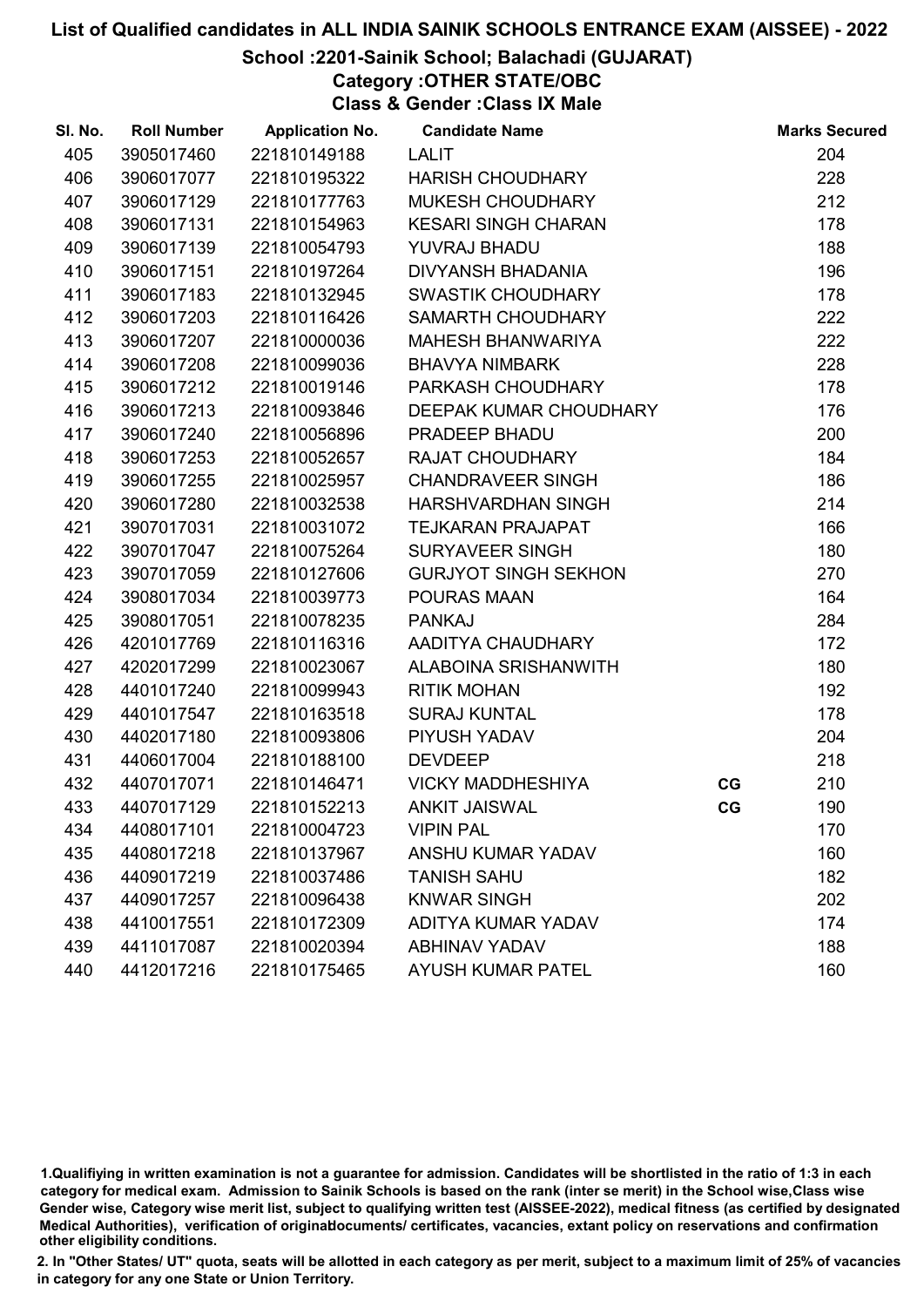# List of Qualified candidates in ALL INDIA SAINIK SCHOOLS ENTRANCE EXAM (AISSEE) - 2022

## School :2201-Sainik School; Balachadi (GUJARAT)

### Category :OTHER STATE/OBC

### Class & Gender :Class IX Male

| Sl. No. | Roll Number | Application No. | Candidate Name | | Marks Secured |
|---|---|---|---|---|---|
| 405 | 3905017460 | 221810149188 | LALIT | | 204 |
| 406 | 3906017077 | 221810195322 | HARISH CHOUDHARY | | 228 |
| 407 | 3906017129 | 221810177763 | MUKESH CHOUDHARY | | 212 |
| 408 | 3906017131 | 221810154963 | KESARI SINGH CHARAN | | 178 |
| 409 | 3906017139 | 221810054793 | YUVRAJ BHADU | | 188 |
| 410 | 3906017151 | 221810197264 | DIVYANSH BHADANIA | | 196 |
| 411 | 3906017183 | 221810132945 | SWASTIK CHOUDHARY | | 178 |
| 412 | 3906017203 | 221810116426 | SAMARTH CHOUDHARY | | 222 |
| 413 | 3906017207 | 221810000036 | MAHESH BHANWARIYA | | 222 |
| 414 | 3906017208 | 221810099036 | BHAVYA NIMBARK | | 228 |
| 415 | 3906017212 | 221810019146 | PARKASH CHOUDHARY | | 178 |
| 416 | 3906017213 | 221810093846 | DEEPAK KUMAR CHOUDHARY | | 176 |
| 417 | 3906017240 | 221810056896 | PRADEEP BHADU | | 200 |
| 418 | 3906017253 | 221810052657 | RAJAT CHOUDHARY | | 184 |
| 419 | 3906017255 | 221810025957 | CHANDRAVEER SINGH | | 186 |
| 420 | 3906017280 | 221810032538 | HARSHVARDHAN SINGH | | 214 |
| 421 | 3907017031 | 221810031072 | TEJKARAN PRAJAPAT | | 166 |
| 422 | 3907017047 | 221810075264 | SURYAVEER SINGH | | 180 |
| 423 | 3907017059 | 221810127606 | GURJYOT SINGH SEKHON | | 270 |
| 424 | 3908017034 | 221810039773 | POURAS MAAN | | 164 |
| 425 | 3908017051 | 221810078235 | PANKAJ | | 284 |
| 426 | 4201017769 | 221810116316 | AADITYA CHAUDHARY | | 172 |
| 427 | 4202017299 | 221810023067 | ALABOINA SRISHANWITH | | 180 |
| 428 | 4401017240 | 221810099943 | RITIK MOHAN | | 192 |
| 429 | 4401017547 | 221810163518 | SURAJ KUNTAL | | 178 |
| 430 | 4402017180 | 221810093806 | PIYUSH YADAV | | 204 |
| 431 | 4406017004 | 221810188100 | DEVDEEP | | 218 |
| 432 | 4407017071 | 221810146471 | VICKY MADDHESHIYA | CG | 210 |
| 433 | 4407017129 | 221810152213 | ANKIT JAISWAL | CG | 190 |
| 434 | 4408017101 | 221810004723 | VIPIN PAL | | 170 |
| 435 | 4408017218 | 221810137967 | ANSHU KUMAR YADAV | | 160 |
| 436 | 4409017219 | 221810037486 | TANISH SAHU | | 182 |
| 437 | 4409017257 | 221810096438 | KNWAR SINGH | | 202 |
| 438 | 4410017551 | 221810172309 | ADITYA KUMAR YADAV | | 174 |
| 439 | 4411017087 | 221810020394 | ABHINAV YADAV | | 188 |
| 440 | 4412017216 | 221810175465 | AYUSH KUMAR PATEL | | 160 |

1.Qualifiying in written examination is not a guarantee for admission. Candidates will be shortlisted in the ratio of 1:3 in each category for medical exam. Admission to Sainik Schools is based on the rank (inter se merit) in the School wise,Class wise Gender wise, Category wise merit list, subject to qualifying written test (AISSEE-2022), medical fitness (as certified by designated Medical Authorities), verification of originaldocuments/ certificates, vacancies, extant policy on reservations and confirmation other eligibility conditions.

2. In "Other States/ UT" quota, seats will be allotted in each category as per merit, subject to a maximum limit of 25% of vacancies in category for any one State or Union Territory.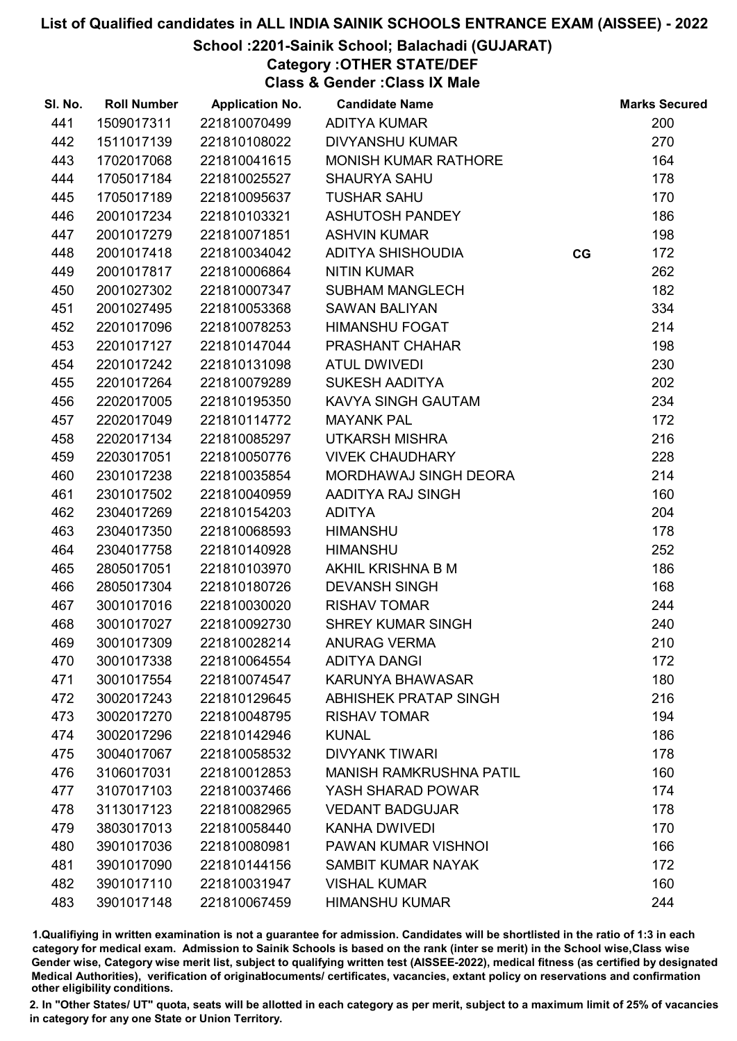# List of Qualified candidates in ALL INDIA SAINIK SCHOOLS ENTRANCE EXAM (AISSEE) - 2022

## School :2201-Sainik School; Balachadi (GUJARAT)

### Category :OTHER STATE/DEF

### Class & Gender :Class IX Male

| Sl. No. | Roll Number | Application No. | Candidate Name | | Marks Secured |
|---|---|---|---|---|---|
| 441 | 1509017311 | 221810070499 | ADITYA KUMAR | | 200 |
| 442 | 1511017139 | 221810108022 | DIVYANSHU KUMAR | | 270 |
| 443 | 1702017068 | 221810041615 | MONISH KUMAR RATHORE | | 164 |
| 444 | 1705017184 | 221810025527 | SHAURYA SAHU | | 178 |
| 445 | 1705017189 | 221810095637 | TUSHAR SAHU | | 170 |
| 446 | 2001017234 | 221810103321 | ASHUTOSH PANDEY | | 186 |
| 447 | 2001017279 | 221810071851 | ASHVIN KUMAR | | 198 |
| 448 | 2001017418 | 221810034042 | ADITYA SHISHOUDIA | CG | 172 |
| 449 | 2001017817 | 221810006864 | NITIN KUMAR | | 262 |
| 450 | 2001027302 | 221810007347 | SUBHAM MANGLECH | | 182 |
| 451 | 2001027495 | 221810053368 | SAWAN BALIYAN | | 334 |
| 452 | 2201017096 | 221810078253 | HIMANSHU FOGAT | | 214 |
| 453 | 2201017127 | 221810147044 | PRASHANT CHAHAR | | 198 |
| 454 | 2201017242 | 221810131098 | ATUL DWIVEDI | | 230 |
| 455 | 2201017264 | 221810079289 | SUKESH AADITYA | | 202 |
| 456 | 2202017005 | 221810195350 | KAVYA SINGH GAUTAM | | 234 |
| 457 | 2202017049 | 221810114772 | MAYANK PAL | | 172 |
| 458 | 2202017134 | 221810085297 | UTKARSH MISHRA | | 216 |
| 459 | 2203017051 | 221810050776 | VIVEK CHAUDHARY | | 228 |
| 460 | 2301017238 | 221810035854 | MORDHAWAJ SINGH DEORA | | 214 |
| 461 | 2301017502 | 221810040959 | AADITYA RAJ SINGH | | 160 |
| 462 | 2304017269 | 221810154203 | ADITYA | | 204 |
| 463 | 2304017350 | 221810068593 | HIMANSHU | | 178 |
| 464 | 2304017758 | 221810140928 | HIMANSHU | | 252 |
| 465 | 2805017051 | 221810103970 | AKHIL KRISHNA B M | | 186 |
| 466 | 2805017304 | 221810180726 | DEVANSH SINGH | | 168 |
| 467 | 3001017016 | 221810030020 | RISHAV TOMAR | | 244 |
| 468 | 3001017027 | 221810092730 | SHREY KUMAR SINGH | | 240 |
| 469 | 3001017309 | 221810028214 | ANURAG VERMA | | 210 |
| 470 | 3001017338 | 221810064554 | ADITYA DANGI | | 172 |
| 471 | 3001017554 | 221810074547 | KARUNYA BHAWASAR | | 180 |
| 472 | 3002017243 | 221810129645 | ABHISHEK PRATAP SINGH | | 216 |
| 473 | 3002017270 | 221810048795 | RISHAV TOMAR | | 194 |
| 474 | 3002017296 | 221810142946 | KUNAL | | 186 |
| 475 | 3004017067 | 221810058532 | DIVYANK TIWARI | | 178 |
| 476 | 3106017031 | 221810012853 | MANISH RAMKRUSHNA PATIL | | 160 |
| 477 | 3107017103 | 221810037466 | YASH SHARAD POWAR | | 174 |
| 478 | 3113017123 | 221810082965 | VEDANT BADGUJAR | | 178 |
| 479 | 3803017013 | 221810058440 | KANHA DWIVEDI | | 170 |
| 480 | 3901017036 | 221810080981 | PAWAN KUMAR VISHNOI | | 166 |
| 481 | 3901017090 | 221810144156 | SAMBIT KUMAR NAYAK | | 172 |
| 482 | 3901017110 | 221810031947 | VISHAL KUMAR | | 160 |
| 483 | 3901017148 | 221810067459 | HIMANSHU KUMAR | | 244 |

1.Qualifiying in written examination is not a guarantee for admission. Candidates will be shortlisted in the ratio of 1:3 in each category for medical exam. Admission to Sainik Schools is based on the rank (inter se merit) in the School wise,Class wise Gender wise, Category wise merit list, subject to qualifying written test (AISSEE-2022), medical fitness (as certified by designated Medical Authorities), verification of originaldocuments/ certificates, vacancies, extant policy on reservations and confirmation other eligibility conditions.

2. In "Other States/ UT" quota, seats will be allotted in each category as per merit, subject to a maximum limit of 25% of vacancies in category for any one State or Union Territory.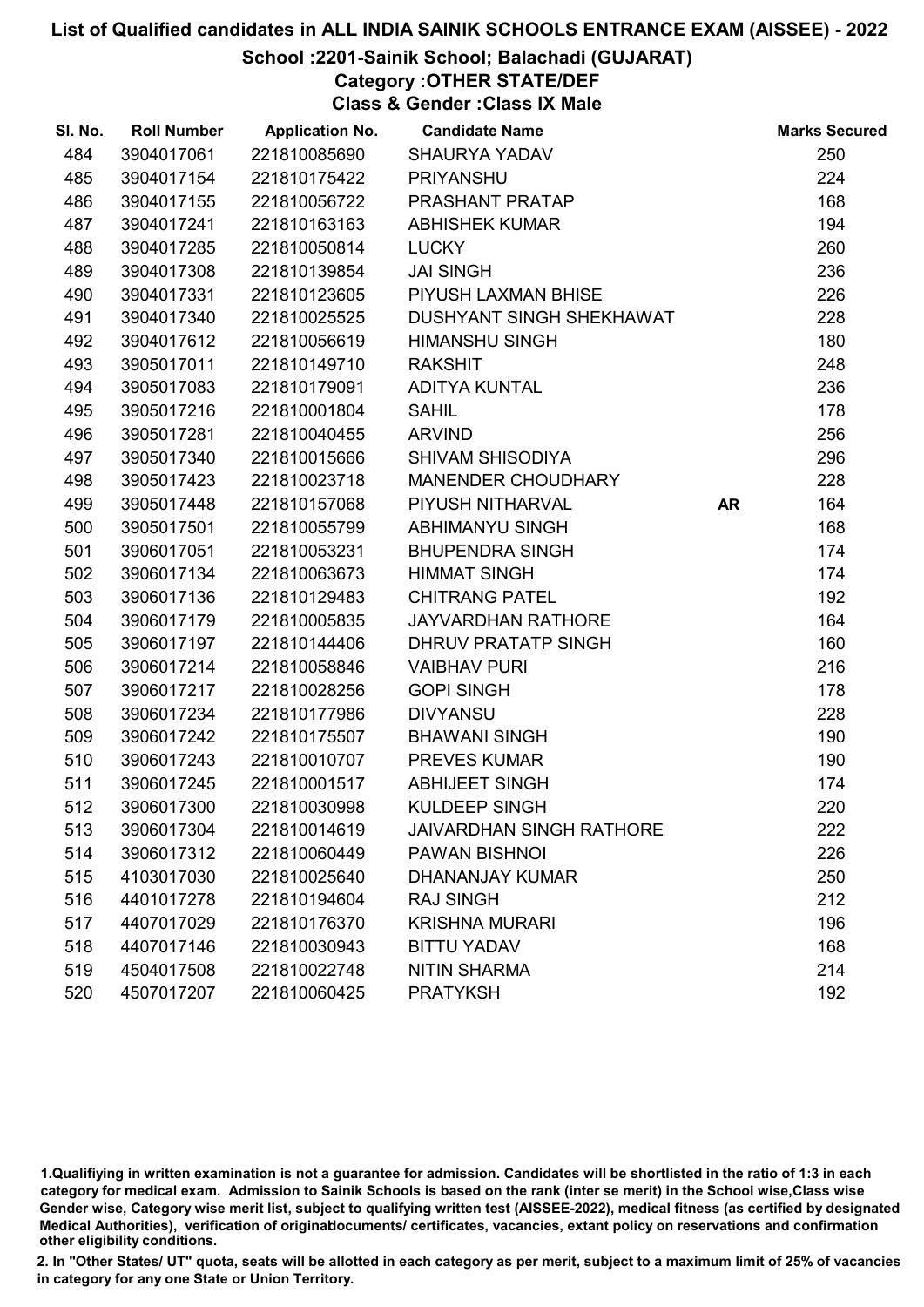# List of Qualified candidates in ALL INDIA SAINIK SCHOOLS ENTRANCE EXAM (AISSEE) - 2022

## School :2201-Sainik School; Balachadi (GUJARAT)

### Category :OTHER STATE/DEF

### Class & Gender :Class IX Male

| Sl. No. | Roll Number | Application No. | Candidate Name | | Marks Secured |
|---|---|---|---|---|---|
| 484 | 3904017061 | 221810085690 | SHAURYA YADAV | | 250 |
| 485 | 3904017154 | 221810175422 | PRIYANSHU | | 224 |
| 486 | 3904017155 | 221810056722 | PRASHANT PRATAP | | 168 |
| 487 | 3904017241 | 221810163163 | ABHISHEK KUMAR | | 194 |
| 488 | 3904017285 | 221810050814 | LUCKY | | 260 |
| 489 | 3904017308 | 221810139854 | JAI SINGH | | 236 |
| 490 | 3904017331 | 221810123605 | PIYUSH LAXMAN BHISE | | 226 |
| 491 | 3904017340 | 221810025525 | DUSHYANT SINGH SHEKHAWAT | | 228 |
| 492 | 3904017612 | 221810056619 | HIMANSHU SINGH | | 180 |
| 493 | 3905017011 | 221810149710 | RAKSHIT | | 248 |
| 494 | 3905017083 | 221810179091 | ADITYA KUNTAL | | 236 |
| 495 | 3905017216 | 221810001804 | SAHIL | | 178 |
| 496 | 3905017281 | 221810040455 | ARVIND | | 256 |
| 497 | 3905017340 | 221810015666 | SHIVAM SHISODIYA | | 296 |
| 498 | 3905017423 | 221810023718 | MANENDER CHOUDHARY | | 228 |
| 499 | 3905017448 | 221810157068 | PIYUSH NITHARVAL | AR | 164 |
| 500 | 3905017501 | 221810055799 | ABHIMANYU SINGH | | 168 |
| 501 | 3906017051 | 221810053231 | BHUPENDRA SINGH | | 174 |
| 502 | 3906017134 | 221810063673 | HIMMAT SINGH | | 174 |
| 503 | 3906017136 | 221810129483 | CHITRANG PATEL | | 192 |
| 504 | 3906017179 | 221810005835 | JAYVARDHAN RATHORE | | 164 |
| 505 | 3906017197 | 221810144406 | DHRUV PRATATP SINGH | | 160 |
| 506 | 3906017214 | 221810058846 | VAIBHAV PURI | | 216 |
| 507 | 3906017217 | 221810028256 | GOPI SINGH | | 178 |
| 508 | 3906017234 | 221810177986 | DIVYANSU | | 228 |
| 509 | 3906017242 | 221810175507 | BHAWANI SINGH | | 190 |
| 510 | 3906017243 | 221810010707 | PREVES KUMAR | | 190 |
| 511 | 3906017245 | 221810001517 | ABHIJEET SINGH | | 174 |
| 512 | 3906017300 | 221810030998 | KULDEEP SINGH | | 220 |
| 513 | 3906017304 | 221810014619 | JAIVARDHAN SINGH RATHORE | | 222 |
| 514 | 3906017312 | 221810060449 | PAWAN BISHNOI | | 226 |
| 515 | 4103017030 | 221810025640 | DHANANJAY KUMAR | | 250 |
| 516 | 4401017278 | 221810194604 | RAJ SINGH | | 212 |
| 517 | 4407017029 | 221810176370 | KRISHNA MURARI | | 196 |
| 518 | 4407017146 | 221810030943 | BITTU YADAV | | 168 |
| 519 | 4504017508 | 221810022748 | NITIN SHARMA | | 214 |
| 520 | 4507017207 | 221810060425 | PRATYKSH | | 192 |

1.Qualifiying in written examination is not a guarantee for admission. Candidates will be shortlisted in the ratio of 1:3 in each category for medical exam. Admission to Sainik Schools is based on the rank (inter se merit) in the School wise,Class wise Gender wise, Category wise merit list, subject to qualifying written test (AISSEE-2022), medical fitness (as certified by designated Medical Authorities), verification of originaldocuments/ certificates, vacancies, extant policy on reservations and confirmation other eligibility conditions.

2. In "Other States/ UT" quota, seats will be allotted in each category as per merit, subject to a maximum limit of 25% of vacancies in category for any one State or Union Territory.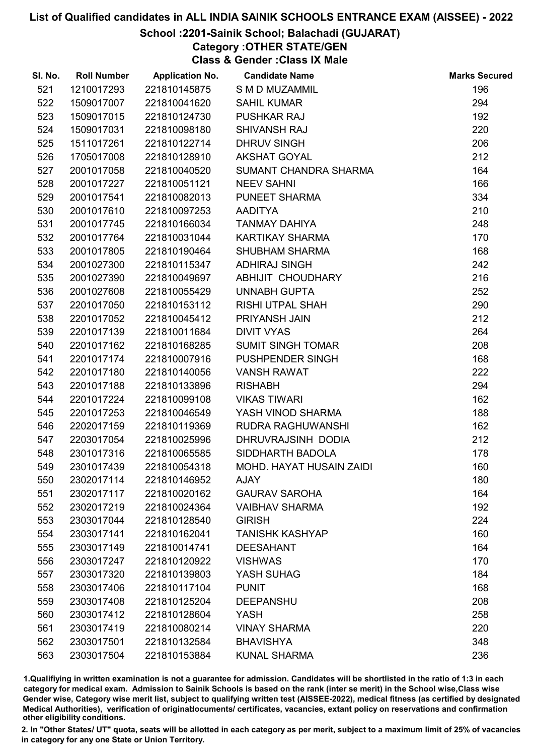# List of Qualified candidates in ALL INDIA SAINIK SCHOOLS ENTRANCE EXAM (AISSEE) - 2022

## School :2201-Sainik School; Balachadi (GUJARAT)

### Category :OTHER STATE/GEN

### Class & Gender :Class IX Male

| Sl. No. | Roll Number | Application No. | Candidate Name | Marks Secured |
|---|---|---|---|---|
| 521 | 1210017293 | 221810145875 | S M D MUZAMMIL | 196 |
| 522 | 1509017007 | 221810041620 | SAHIL KUMAR | 294 |
| 523 | 1509017015 | 221810124730 | PUSHKAR RAJ | 192 |
| 524 | 1509017031 | 221810098180 | SHIVANSH RAJ | 220 |
| 525 | 1511017261 | 221810122714 | DHRUV SINGH | 206 |
| 526 | 1705017008 | 221810128910 | AKSHAT GOYAL | 212 |
| 527 | 2001017058 | 221810040520 | SUMANT CHANDRA SHARMA | 164 |
| 528 | 2001017227 | 221810051121 | NEEV SAHNI | 166 |
| 529 | 2001017541 | 221810082013 | PUNEET SHARMA | 334 |
| 530 | 2001017610 | 221810097253 | AADITYA | 210 |
| 531 | 2001017745 | 221810166034 | TANMAY DAHIYA | 248 |
| 532 | 2001017764 | 221810031044 | KARTIKAY SHARMA | 170 |
| 533 | 2001017805 | 221810190464 | SHUBHAM SHARMA | 168 |
| 534 | 2001027300 | 221810115347 | ADHIRAJ SINGH | 242 |
| 535 | 2001027390 | 221810049697 | ABHIJIT CHOUDHARY | 216 |
| 536 | 2001027608 | 221810055429 | UNNABH GUPTA | 252 |
| 537 | 2201017050 | 221810153112 | RISHI UTPAL SHAH | 290 |
| 538 | 2201017052 | 221810045412 | PRIYANSH JAIN | 212 |
| 539 | 2201017139 | 221810011684 | DIVIT VYAS | 264 |
| 540 | 2201017162 | 221810168285 | SUMIT SINGH TOMAR | 208 |
| 541 | 2201017174 | 221810007916 | PUSHPENDER SINGH | 168 |
| 542 | 2201017180 | 221810140056 | VANSH RAWAT | 222 |
| 543 | 2201017188 | 221810133896 | RISHABH | 294 |
| 544 | 2201017224 | 221810099108 | VIKAS TIWARI | 162 |
| 545 | 2201017253 | 221810046549 | YASH VINOD SHARMA | 188 |
| 546 | 2202017159 | 221810119369 | RUDRA RAGHUWANSHI | 162 |
| 547 | 2203017054 | 221810025996 | DHRUVRAJSINH DODIA | 212 |
| 548 | 2301017316 | 221810065585 | SIDDHARTH BADOLA | 178 |
| 549 | 2301017439 | 221810054318 | MOHD. HAYAT HUSAIN ZAIDI | 160 |
| 550 | 2302017114 | 221810146952 | AJAY | 180 |
| 551 | 2302017117 | 221810020162 | GAURAV SAROHA | 164 |
| 552 | 2302017219 | 221810024364 | VAIBHAV SHARMA | 192 |
| 553 | 2303017044 | 221810128540 | GIRISH | 224 |
| 554 | 2303017141 | 221810162041 | TANISHK KASHYAP | 160 |
| 555 | 2303017149 | 221810014741 | DEESAHANT | 164 |
| 556 | 2303017247 | 221810120922 | VISHWAS | 170 |
| 557 | 2303017320 | 221810139803 | YASH SUHAG | 184 |
| 558 | 2303017406 | 221810117104 | PUNIT | 168 |
| 559 | 2303017408 | 221810125204 | DEEPANSHU | 208 |
| 560 | 2303017412 | 221810128604 | YASH | 258 |
| 561 | 2303017419 | 221810080214 | VINAY SHARMA | 220 |
| 562 | 2303017501 | 221810132584 | BHAVISHYA | 348 |
| 563 | 2303017504 | 221810153884 | KUNAL SHARMA | 236 |

1.Qualifiying in written examination is not a guarantee for admission. Candidates will be shortlisted in the ratio of 1:3 in each category for medical exam. Admission to Sainik Schools is based on the rank (inter se merit) in the School wise,Class wise Gender wise, Category wise merit list, subject to qualifying written test (AISSEE-2022), medical fitness (as certified by designated Medical Authorities), verification of originaldocuments/ certificates, vacancies, extant policy on reservations and confirmation other eligibility conditions.

2. In "Other States/ UT" quota, seats will be allotted in each category as per merit, subject to a maximum limit of 25% of vacancies in category for any one State or Union Territory.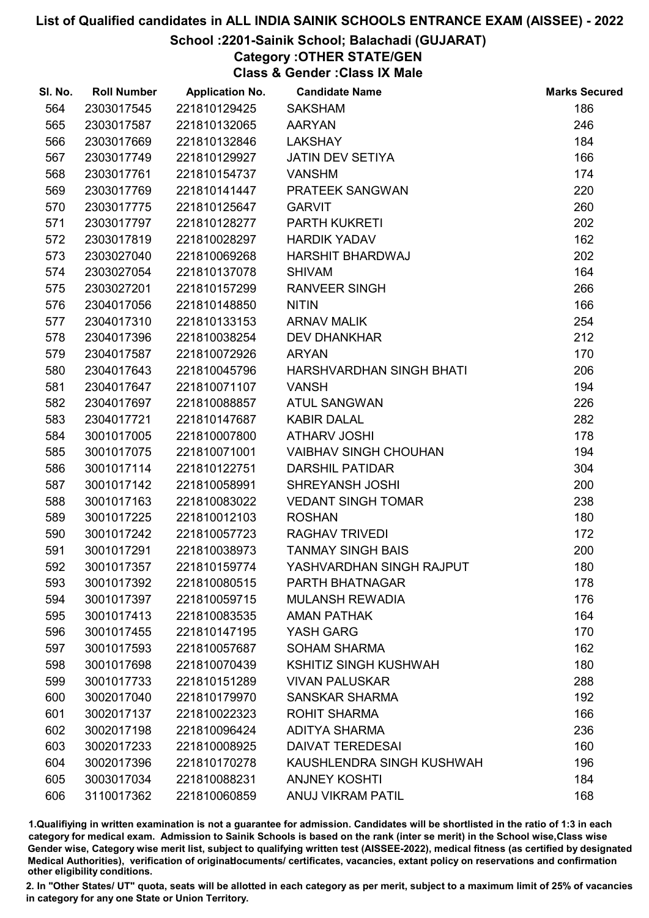# List of Qualified candidates in ALL INDIA SAINIK SCHOOLS ENTRANCE EXAM (AISSEE) - 2022

## School :2201-Sainik School; Balachadi (GUJARAT)

### Category :OTHER STATE/GEN

### Class & Gender :Class IX Male

| Sl. No. | Roll Number | Application No. | Candidate Name | Marks Secured |
|---|---|---|---|---|
| 564 | 2303017545 | 221810129425 | SAKSHAM | 186 |
| 565 | 2303017587 | 221810132065 | AARYAN | 246 |
| 566 | 2303017669 | 221810132846 | LAKSHAY | 184 |
| 567 | 2303017749 | 221810129927 | JATIN DEV SETIYA | 166 |
| 568 | 2303017761 | 221810154737 | VANSHM | 174 |
| 569 | 2303017769 | 221810141447 | PRATEEK SANGWAN | 220 |
| 570 | 2303017775 | 221810125647 | GARVIT | 260 |
| 571 | 2303017797 | 221810128277 | PARTH KUKRETI | 202 |
| 572 | 2303017819 | 221810028297 | HARDIK YADAV | 162 |
| 573 | 2303027040 | 221810069268 | HARSHIT BHARDWAJ | 202 |
| 574 | 2303027054 | 221810137078 | SHIVAM | 164 |
| 575 | 2303027201 | 221810157299 | RANVEER SINGH | 266 |
| 576 | 2304017056 | 221810148850 | NITIN | 166 |
| 577 | 2304017310 | 221810133153 | ARNAV MALIK | 254 |
| 578 | 2304017396 | 221810038254 | DEV DHANKHAR | 212 |
| 579 | 2304017587 | 221810072926 | ARYAN | 170 |
| 580 | 2304017643 | 221810045796 | HARSHVARDHAN SINGH BHATI | 206 |
| 581 | 2304017647 | 221810071107 | VANSH | 194 |
| 582 | 2304017697 | 221810088857 | ATUL SANGWAN | 226 |
| 583 | 2304017721 | 221810147687 | KABIR DALAL | 282 |
| 584 | 3001017005 | 221810007800 | ATHARV JOSHI | 178 |
| 585 | 3001017075 | 221810071001 | VAIBHAV SINGH CHOUHAN | 194 |
| 586 | 3001017114 | 221810122751 | DARSHIL PATIDAR | 304 |
| 587 | 3001017142 | 221810058991 | SHREYANSH JOSHI | 200 |
| 588 | 3001017163 | 221810083022 | VEDANT SINGH TOMAR | 238 |
| 589 | 3001017225 | 221810012103 | ROSHAN | 180 |
| 590 | 3001017242 | 221810057723 | RAGHAV TRIVEDI | 172 |
| 591 | 3001017291 | 221810038973 | TANMAY SINGH BAIS | 200 |
| 592 | 3001017357 | 221810159774 | YASHVARDHAN SINGH RAJPUT | 180 |
| 593 | 3001017392 | 221810080515 | PARTH BHATNAGAR | 178 |
| 594 | 3001017397 | 221810059715 | MULANSH REWADIA | 176 |
| 595 | 3001017413 | 221810083535 | AMAN PATHAK | 164 |
| 596 | 3001017455 | 221810147195 | YASH GARG | 170 |
| 597 | 3001017593 | 221810057687 | SOHAM SHARMA | 162 |
| 598 | 3001017698 | 221810070439 | KSHITIZ SINGH KUSHWAH | 180 |
| 599 | 3001017733 | 221810151289 | VIVAN PALUSKAR | 288 |
| 600 | 3002017040 | 221810179970 | SANSKAR SHARMA | 192 |
| 601 | 3002017137 | 221810022323 | ROHIT SHARMA | 166 |
| 602 | 3002017198 | 221810096424 | ADITYA SHARMA | 236 |
| 603 | 3002017233 | 221810008925 | DAIVAT TEREDESAI | 160 |
| 604 | 3002017396 | 221810170278 | KAUSHLENDRA SINGH KUSHWAH | 196 |
| 605 | 3003017034 | 221810088231 | ANJNEY KOSHTI | 184 |
| 606 | 3110017362 | 221810060859 | ANUJ VIKRAM PATIL | 168 |

1.Qualifiying in written examination is not a guarantee for admission. Candidates will be shortlisted in the ratio of 1:3 in each category for medical exam. Admission to Sainik Schools is based on the rank (inter se merit) in the School wise,Class wise Gender wise, Category wise merit list, subject to qualifying written test (AISSEE-2022), medical fitness (as certified by designated Medical Authorities), verification of originaldocuments/ certificates, vacancies, extant policy on reservations and confirmation other eligibility conditions.

2. In "Other States/ UT" quota, seats will be allotted in each category as per merit, subject to a maximum limit of 25% of vacancies in category for any one State or Union Territory.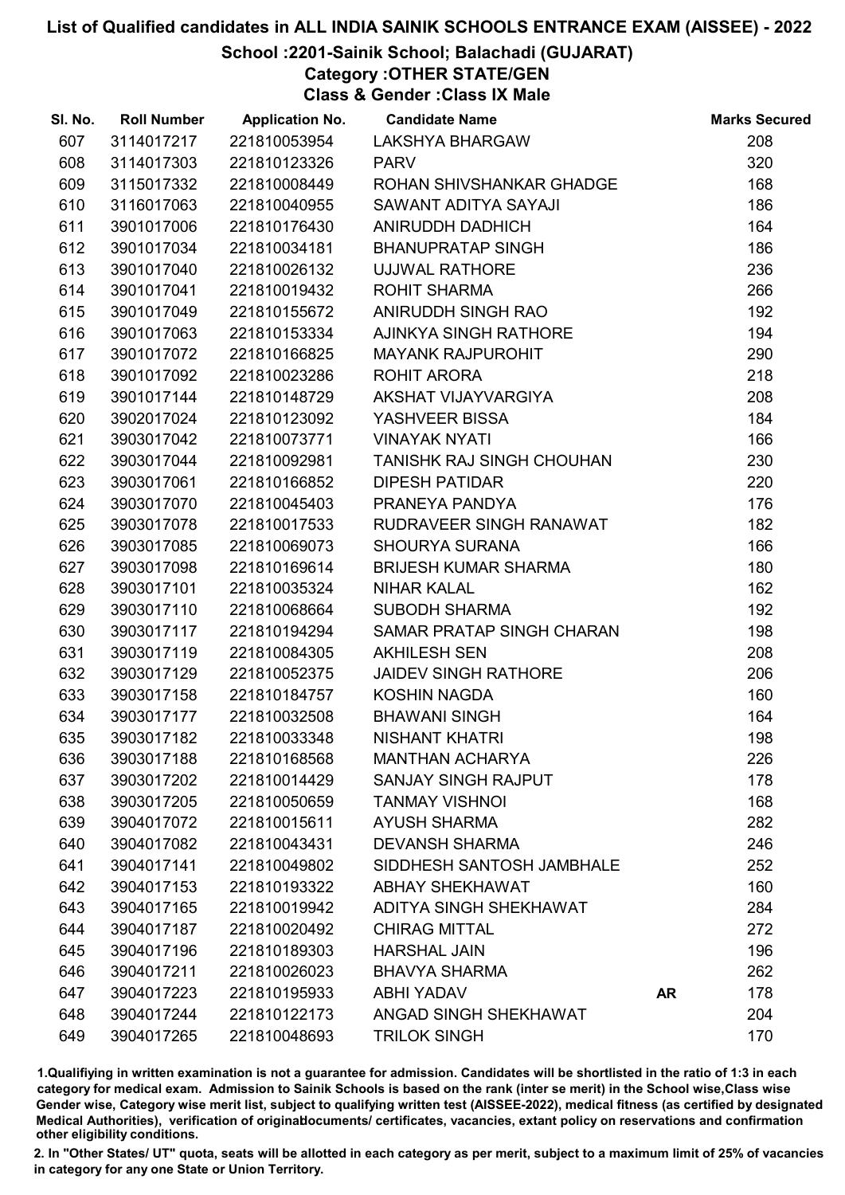# List of Qualified candidates in ALL INDIA SAINIK SCHOOLS ENTRANCE EXAM (AISSEE) - 2022

## School :2201-Sainik School; Balachadi (GUJARAT)

### Category :OTHER STATE/GEN

### Class & Gender :Class IX Male

| Sl. No. | Roll Number | Application No. | Candidate Name | | Marks Secured |
|---|---|---|---|---|---|
| 607 | 3114017217 | 221810053954 | LAKSHYA BHARGAW | | 208 |
| 608 | 3114017303 | 221810123326 | PARV | | 320 |
| 609 | 3115017332 | 221810008449 | ROHAN SHIVSHANKAR GHADGE | | 168 |
| 610 | 3116017063 | 221810040955 | SAWANT ADITYA SAYAJI | | 186 |
| 611 | 3901017006 | 221810176430 | ANIRUDDH DADHICH | | 164 |
| 612 | 3901017034 | 221810034181 | BHANUPRATAP SINGH | | 186 |
| 613 | 3901017040 | 221810026132 | UJJWAL RATHORE | | 236 |
| 614 | 3901017041 | 221810019432 | ROHIT SHARMA | | 266 |
| 615 | 3901017049 | 221810155672 | ANIRUDDH SINGH RAO | | 192 |
| 616 | 3901017063 | 221810153334 | AJINKYA SINGH RATHORE | | 194 |
| 617 | 3901017072 | 221810166825 | MAYANK RAJPUROHIT | | 290 |
| 618 | 3901017092 | 221810023286 | ROHIT ARORA | | 218 |
| 619 | 3901017144 | 221810148729 | AKSHAT VIJAYVARGIYA | | 208 |
| 620 | 3902017024 | 221810123092 | YASHVEER BISSA | | 184 |
| 621 | 3903017042 | 221810073771 | VINAYAK NYATI | | 166 |
| 622 | 3903017044 | 221810092981 | TANISHK RAJ SINGH CHOUHAN | | 230 |
| 623 | 3903017061 | 221810166852 | DIPESH PATIDAR | | 220 |
| 624 | 3903017070 | 221810045403 | PRANEYA PANDYA | | 176 |
| 625 | 3903017078 | 221810017533 | RUDRAVEER SINGH RANAWAT | | 182 |
| 626 | 3903017085 | 221810069073 | SHOURYA SURANA | | 166 |
| 627 | 3903017098 | 221810169614 | BRIJESH KUMAR SHARMA | | 180 |
| 628 | 3903017101 | 221810035324 | NIHAR KALAL | | 162 |
| 629 | 3903017110 | 221810068664 | SUBODH SHARMA | | 192 |
| 630 | 3903017117 | 221810194294 | SAMAR PRATAP SINGH CHARAN | | 198 |
| 631 | 3903017119 | 221810084305 | AKHILESH SEN | | 208 |
| 632 | 3903017129 | 221810052375 | JAIDEV SINGH RATHORE | | 206 |
| 633 | 3903017158 | 221810184757 | KOSHIN NAGDA | | 160 |
| 634 | 3903017177 | 221810032508 | BHAWANI SINGH | | 164 |
| 635 | 3903017182 | 221810033348 | NISHANT KHATRI | | 198 |
| 636 | 3903017188 | 221810168568 | MANTHAN ACHARYA | | 226 |
| 637 | 3903017202 | 221810014429 | SANJAY SINGH RAJPUT | | 178 |
| 638 | 3903017205 | 221810050659 | TANMAY VISHNOI | | 168 |
| 639 | 3904017072 | 221810015611 | AYUSH SHARMA | | 282 |
| 640 | 3904017082 | 221810043431 | DEVANSH SHARMA | | 246 |
| 641 | 3904017141 | 221810049802 | SIDDHESH SANTOSH JAMBHALE | | 252 |
| 642 | 3904017153 | 221810193322 | ABHAY SHEKHAWAT | | 160 |
| 643 | 3904017165 | 221810019942 | ADITYA SINGH SHEKHAWAT | | 284 |
| 644 | 3904017187 | 221810020492 | CHIRAG MITTAL | | 272 |
| 645 | 3904017196 | 221810189303 | HARSHAL JAIN | | 196 |
| 646 | 3904017211 | 221810026023 | BHAVYA SHARMA | | 262 |
| 647 | 3904017223 | 221810195933 | ABHI YADAV | **AR** | 178 |
| 648 | 3904017244 | 221810122173 | ANGAD SINGH SHEKHAWAT | | 204 |
| 649 | 3904017265 | 221810048693 | TRILOK SINGH | | 170 |

1.Qualifying in written examination is not a guarantee for admission. Candidates will be shortlisted in the ratio of 1:3 in each category for medical exam. Admission to Sainik Schools is based on the rank (inter se merit) in the School wise,Class wise Gender wise, Category wise merit list, subject to qualifying written test (AISSEE-2022), medical fitness (as certified by designated Medical Authorities), verification of originaldocuments/ certificates, vacancies, extant policy on reservations and confirmation other eligibility conditions.

2. In "Other States/ UT" quota, seats will be allotted in each category as per merit, subject to a maximum limit of 25% of vacancies in category for any one State or Union Territory.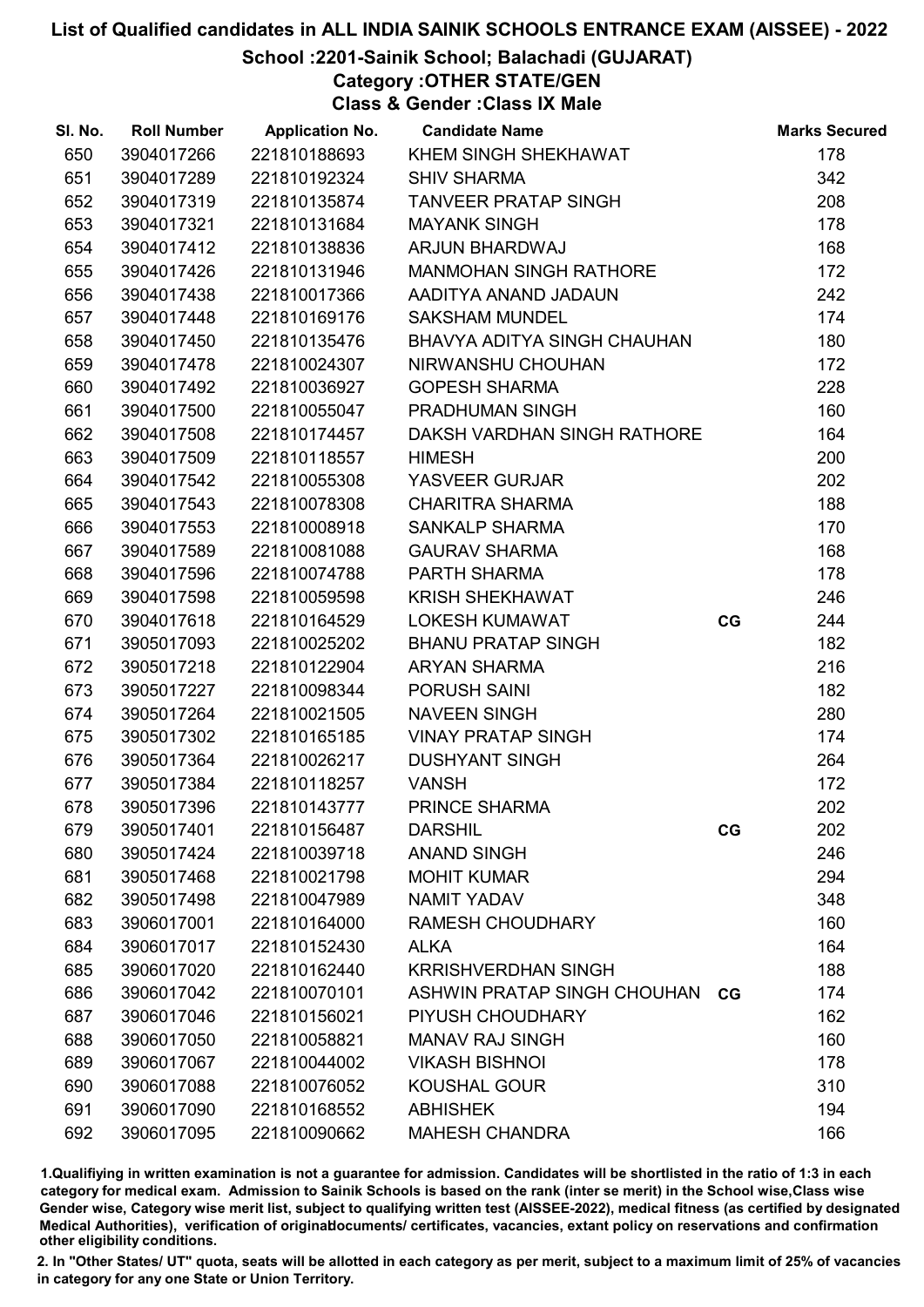# List of Qualified candidates in ALL INDIA SAINIK SCHOOLS ENTRANCE EXAM (AISSEE) - 2022

## School :2201-Sainik School; Balachadi (GUJARAT)

### Category :OTHER STATE/GEN

### Class & Gender :Class IX Male

| Sl. No. | Roll Number | Application No. | Candidate Name | | Marks Secured |
|---|---|---|---|---|---|
| 650 | 3904017266 | 221810188693 | KHEM SINGH SHEKHAWAT | | 178 |
| 651 | 3904017289 | 221810192324 | SHIV SHARMA | | 342 |
| 652 | 3904017319 | 221810135874 | TANVEER PRATAP SINGH | | 208 |
| 653 | 3904017321 | 221810131684 | MAYANK SINGH | | 178 |
| 654 | 3904017412 | 221810138836 | ARJUN BHARDWAJ | | 168 |
| 655 | 3904017426 | 221810131946 | MANMOHAN SINGH RATHORE | | 172 |
| 656 | 3904017438 | 221810017366 | AADITYA ANAND JADAUN | | 242 |
| 657 | 3904017448 | 221810169176 | SAKSHAM MUNDEL | | 174 |
| 658 | 3904017450 | 221810135476 | BHAVYA ADITYA SINGH CHAUHAN | | 180 |
| 659 | 3904017478 | 221810024307 | NIRWANSHU CHOUHAN | | 172 |
| 660 | 3904017492 | 221810036927 | GOPESH SHARMA | | 228 |
| 661 | 3904017500 | 221810055047 | PRADHUMAN SINGH | | 160 |
| 662 | 3904017508 | 221810174457 | DAKSH VARDHAN SINGH RATHORE | | 164 |
| 663 | 3904017509 | 221810118557 | HIMESH | | 200 |
| 664 | 3904017542 | 221810055308 | YASVEER GURJAR | | 202 |
| 665 | 3904017543 | 221810078308 | CHARITRA SHARMA | | 188 |
| 666 | 3904017553 | 221810008918 | SANKALP SHARMA | | 170 |
| 667 | 3904017589 | 221810081088 | GAURAV SHARMA | | 168 |
| 668 | 3904017596 | 221810074788 | PARTH SHARMA | | 178 |
| 669 | 3904017598 | 221810059598 | KRISH SHEKHAWAT | | 246 |
| 670 | 3904017618 | 221810164529 | LOKESH KUMAWAT | CG | 244 |
| 671 | 3905017093 | 221810025202 | BHANU PRATAP SINGH | | 182 |
| 672 | 3905017218 | 221810122904 | ARYAN SHARMA | | 216 |
| 673 | 3905017227 | 221810098344 | PORUSH SAINI | | 182 |
| 674 | 3905017264 | 221810021505 | NAVEEN SINGH | | 280 |
| 675 | 3905017302 | 221810165185 | VINAY PRATAP SINGH | | 174 |
| 676 | 3905017364 | 221810026217 | DUSHYANT SINGH | | 264 |
| 677 | 3905017384 | 221810118257 | VANSH | | 172 |
| 678 | 3905017396 | 221810143777 | PRINCE SHARMA | | 202 |
| 679 | 3905017401 | 221810156487 | DARSHIL | CG | 202 |
| 680 | 3905017424 | 221810039718 | ANAND SINGH | | 246 |
| 681 | 3905017468 | 221810021798 | MOHIT KUMAR | | 294 |
| 682 | 3905017498 | 221810047989 | NAMIT YADAV | | 348 |
| 683 | 3906017001 | 221810164000 | RAMESH CHOUDHARY | | 160 |
| 684 | 3906017017 | 221810152430 | ALKA | | 164 |
| 685 | 3906017020 | 221810162440 | KRRISHVERDHAN SINGH | | 188 |
| 686 | 3906017042 | 221810070101 | ASHWIN PRATAP SINGH CHOUHAN | CG | 174 |
| 687 | 3906017046 | 221810156021 | PIYUSH CHOUDHARY | | 162 |
| 688 | 3906017050 | 221810058821 | MANAV RAJ SINGH | | 160 |
| 689 | 3906017067 | 221810044002 | VIKASH BISHNOI | | 178 |
| 690 | 3906017088 | 221810076052 | KOUSHAL GOUR | | 310 |
| 691 | 3906017090 | 221810168552 | ABHISHEK | | 194 |
| 692 | 3906017095 | 221810090662 | MAHESH CHANDRA | | 166 |

1.Qualifying in written examination is not a guarantee for admission. Candidates will be shortlisted in the ratio of 1:3 in each category for medical exam. Admission to Sainik Schools is based on the rank (inter se merit) in the School wise,Class wise Gender wise, Category wise merit list, subject to qualifying written test (AISSEE-2022), medical fitness (as certified by designated Medical Authorities), verification of originaldocuments/ certificates, vacancies, extant policy on reservations and confirmation other eligibility conditions.

2. In "Other States/ UT" quota, seats will be allotted in each category as per merit, subject to a maximum limit of 25% of vacancies in category for any one State or Union Territory.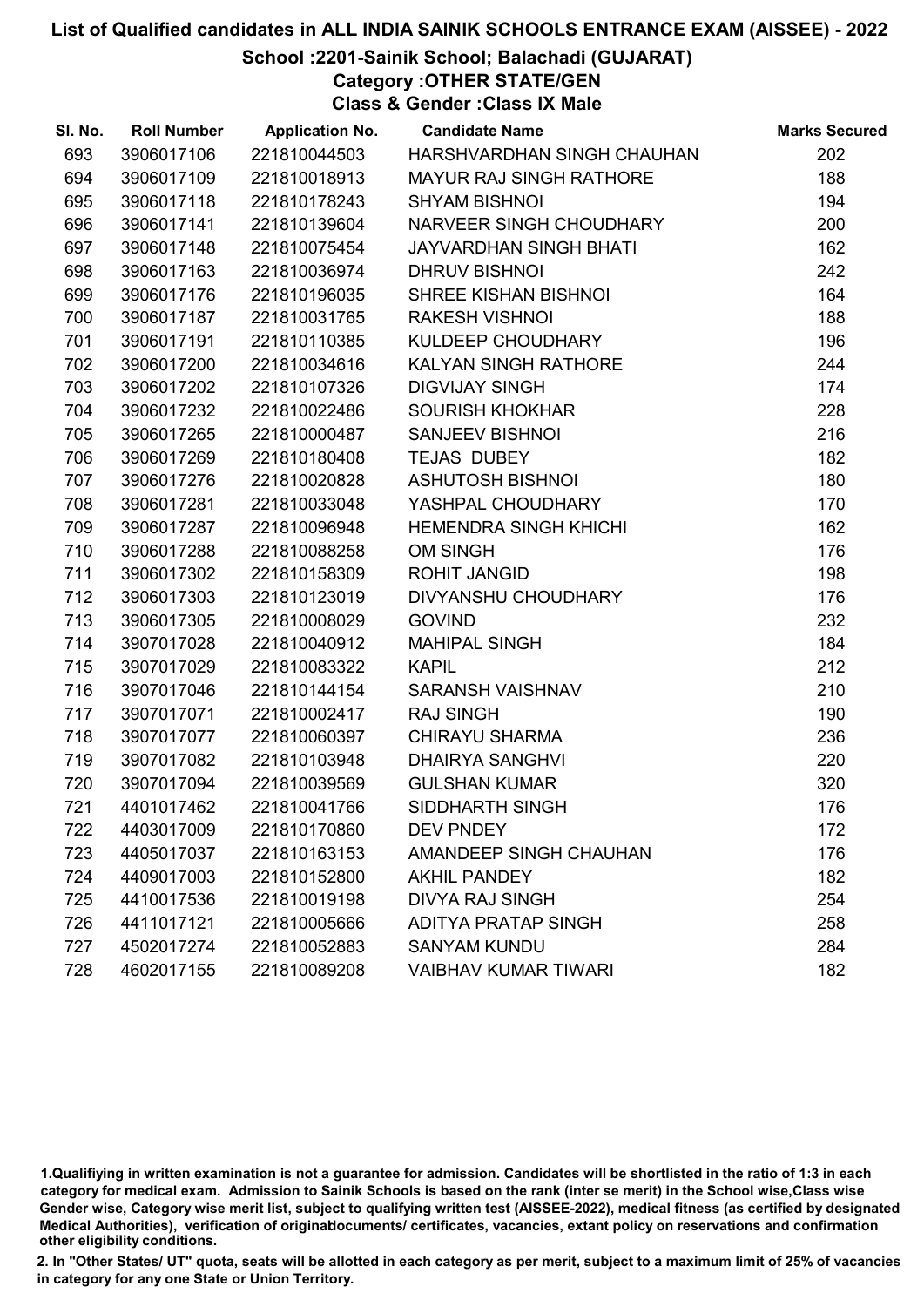# List of Qualified candidates in ALL INDIA SAINIK SCHOOLS ENTRANCE EXAM (AISSEE) - 2022

## School :2201-Sainik School; Balachadi (GUJARAT)

### Category :OTHER STATE/GEN

### Class & Gender :Class IX Male

| Sl. No. | Roll Number | Application No. | Candidate Name | Marks Secured |
|---|---|---|---|---|
| 693 | 3906017106 | 221810044503 | HARSHVARDHAN SINGH CHAUHAN | 202 |
| 694 | 3906017109 | 221810018913 | MAYUR RAJ SINGH RATHORE | 188 |
| 695 | 3906017118 | 221810178243 | SHYAM BISHNOI | 194 |
| 696 | 3906017141 | 221810139604 | NARVEER SINGH CHOUDHARY | 200 |
| 697 | 3906017148 | 221810075454 | JAYVARDHAN SINGH BHATI | 162 |
| 698 | 3906017163 | 221810036974 | DHRUV BISHNOI | 242 |
| 699 | 3906017176 | 221810196035 | SHREE KISHAN BISHNOI | 164 |
| 700 | 3906017187 | 221810031765 | RAKESH VISHNOI | 188 |
| 701 | 3906017191 | 221810110385 | KULDEEP CHOUDHARY | 196 |
| 702 | 3906017200 | 221810034616 | KALYAN SINGH RATHORE | 244 |
| 703 | 3906017202 | 221810107326 | DIGVIJAY SINGH | 174 |
| 704 | 3906017232 | 221810022486 | SOURISH KHOKHAR | 228 |
| 705 | 3906017265 | 221810000487 | SANJEEV BISHNOI | 216 |
| 706 | 3906017269 | 221810180408 | TEJAS DUBEY | 182 |
| 707 | 3906017276 | 221810020828 | ASHUTOSH BISHNOI | 180 |
| 708 | 3906017281 | 221810033048 | YASHPAL CHOUDHARY | 170 |
| 709 | 3906017287 | 221810096948 | HEMENDRA SINGH KHICHI | 162 |
| 710 | 3906017288 | 221810088258 | OM SINGH | 176 |
| 711 | 3906017302 | 221810158309 | ROHIT JANGID | 198 |
| 712 | 3906017303 | 221810123019 | DIVYANSHU CHOUDHARY | 176 |
| 713 | 3906017305 | 221810008029 | GOVIND | 232 |
| 714 | 3907017028 | 221810040912 | MAHIPAL SINGH | 184 |
| 715 | 3907017029 | 221810083322 | KAPIL | 212 |
| 716 | 3907017046 | 221810144154 | SARANSH VAISHNAV | 210 |
| 717 | 3907017071 | 221810002417 | RAJ SINGH | 190 |
| 718 | 3907017077 | 221810060397 | CHIRAYU SHARMA | 236 |
| 719 | 3907017082 | 221810103948 | DHAIRYA SANGHVI | 220 |
| 720 | 3907017094 | 221810039569 | GULSHAN KUMAR | 320 |
| 721 | 4401017462 | 221810041766 | SIDDHARTH SINGH | 176 |
| 722 | 4403017009 | 221810170860 | DEV PNDEY | 172 |
| 723 | 4405017037 | 221810163153 | AMANDEEP SINGH CHAUHAN | 176 |
| 724 | 4409017003 | 221810152800 | AKHIL PANDEY | 182 |
| 725 | 4410017536 | 221810019198 | DIVYA RAJ SINGH | 254 |
| 726 | 4411017121 | 221810005666 | ADITYA PRATAP SINGH | 258 |
| 727 | 4502017274 | 221810052883 | SANYAM KUNDU | 284 |
| 728 | 4602017155 | 221810089208 | VAIBHAV KUMAR TIWARI | 182 |

1.Qualifiying in written examination is not a guarantee for admission. Candidates will be shortlisted in the ratio of 1:3 in each category for medical exam. Admission to Sainik Schools is based on the rank (inter se merit) in the School wise,Class wise Gender wise, Category wise merit list, subject to qualifying written test (AISSEE-2022), medical fitness (as certified by designated Medical Authorities), verification of originaldocuments/ certificates, vacancies, extant policy on reservations and confirmation other eligibility conditions.

2. In "Other States/ UT" quota, seats will be allotted in each category as per merit, subject to a maximum limit of 25% of vacancies in category for any one State or Union Territory.